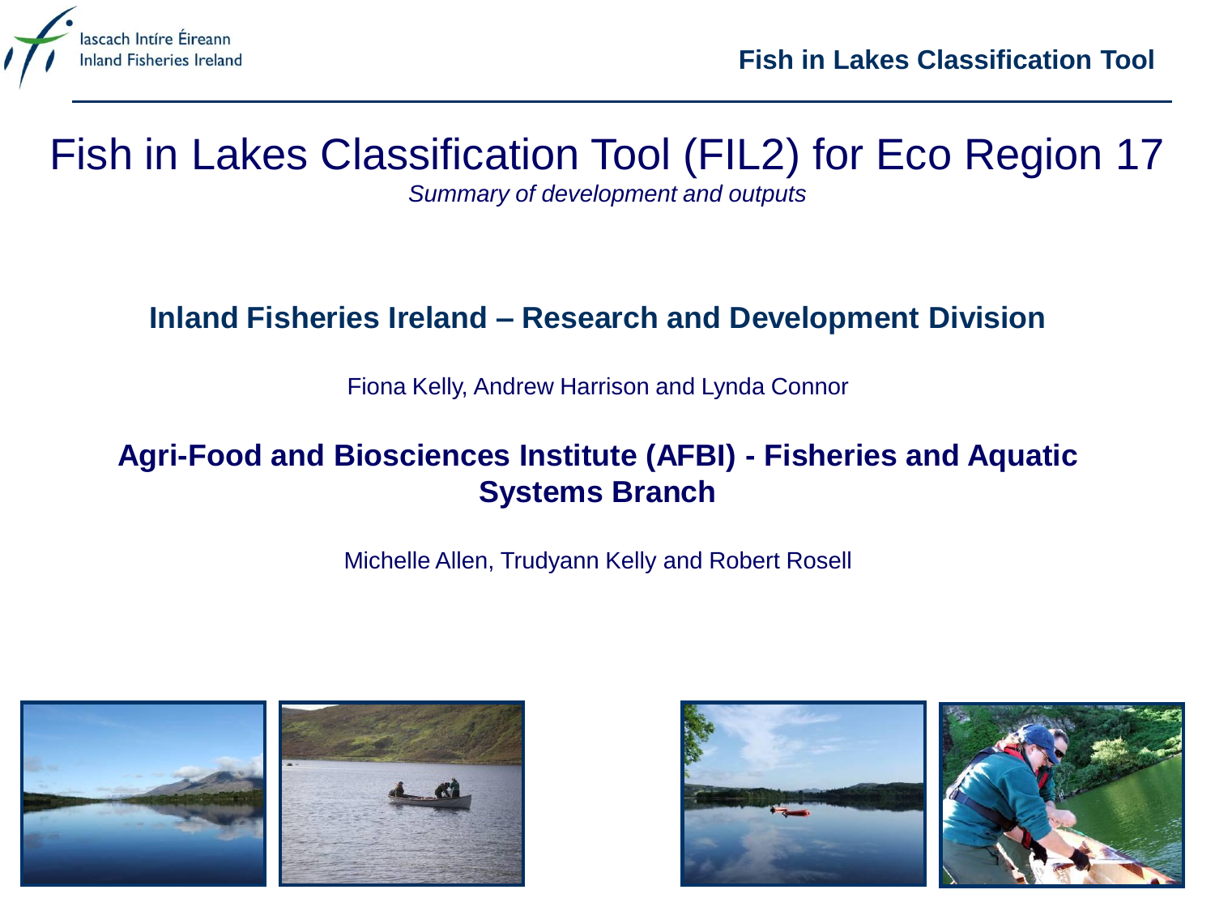# Fish in Lakes Classification Tool (FIL2) for Eco Region 17

*Summary of development and outputs*

**Inland Fisheries Ireland – Research and Development Division**

Fiona Kelly, Andrew Harrison and Lynda Connor

**Agri-Food and Biosciences Institute (AFBI) - Fisheries and Aquatic Systems Branch**

Michelle Allen, Trudyann Kelly and Robert Rosell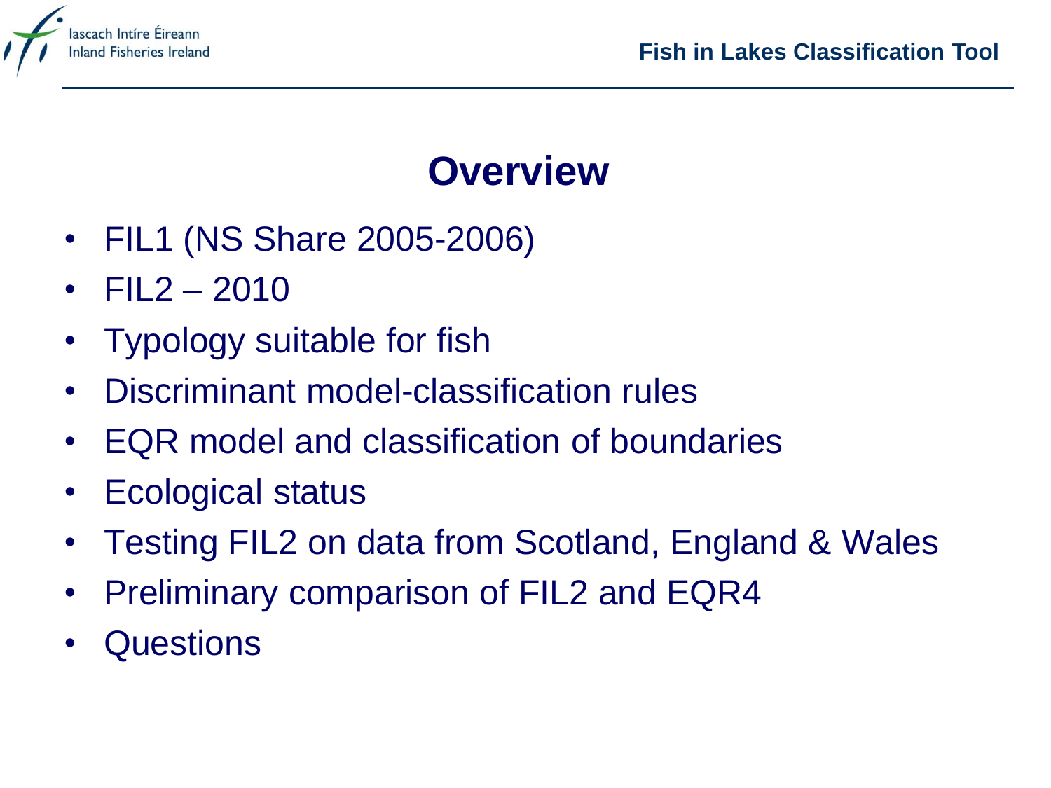# Overview

- FIL1 (NS Share 2005-2006)
- FIL2 – 2010
- Typology suitable for fish
- Discriminant model-classification rules
- EQR model and classification of boundaries
- Ecological status
- Testing FIL2 on data from Scotland, England & Wales
- Preliminary comparison of FIL2 and EQR4
- Questions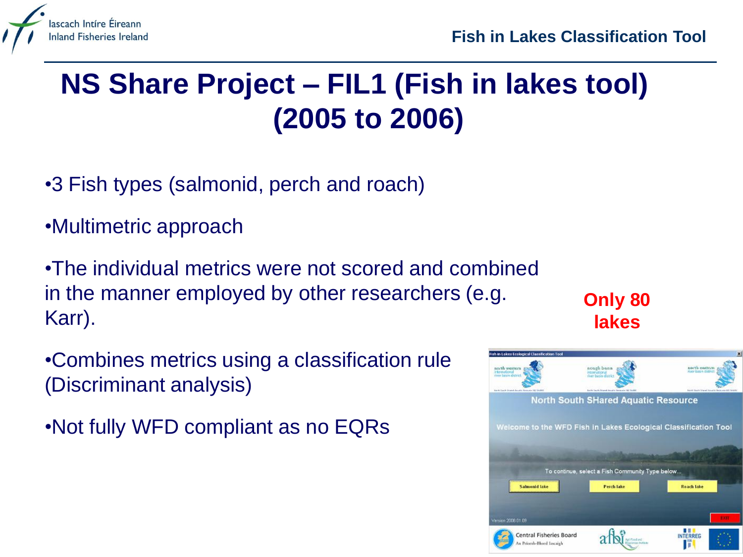# NS Share Project – FIL1 (Fish in lakes tool) (2005 to 2006)

- 3 Fish types (salmonid, perch and roach)
- Multimetric approach
- The individual metrics were not scored and combined in the manner employed by other researchers (e.g. Karr).
- Combines metrics using a classification rule (Discriminant analysis)
- Not fully WFD compliant as no EQRs

**Only 80 lakes**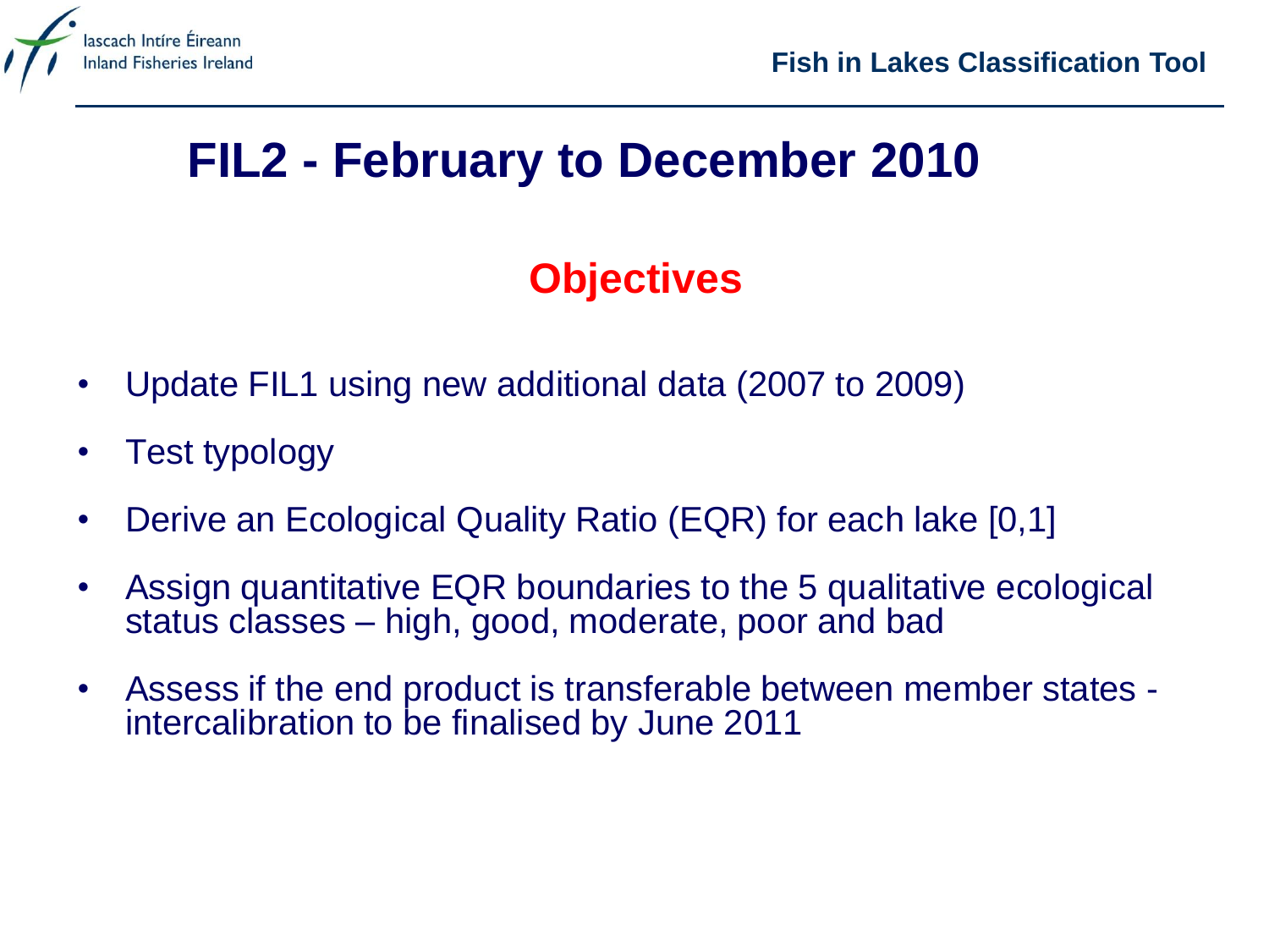# FIL2 - February to December 2010

## Objectives

- Update FIL1 using new additional data (2007 to 2009)
- Test typology
- Derive an Ecological Quality Ratio (EQR) for each lake [0,1]
- Assign quantitative EQR boundaries to the 5 qualitative ecological status classes – high, good, moderate, poor and bad
- Assess if the end product is transferable between member states - intercalibration to be finalised by June 2011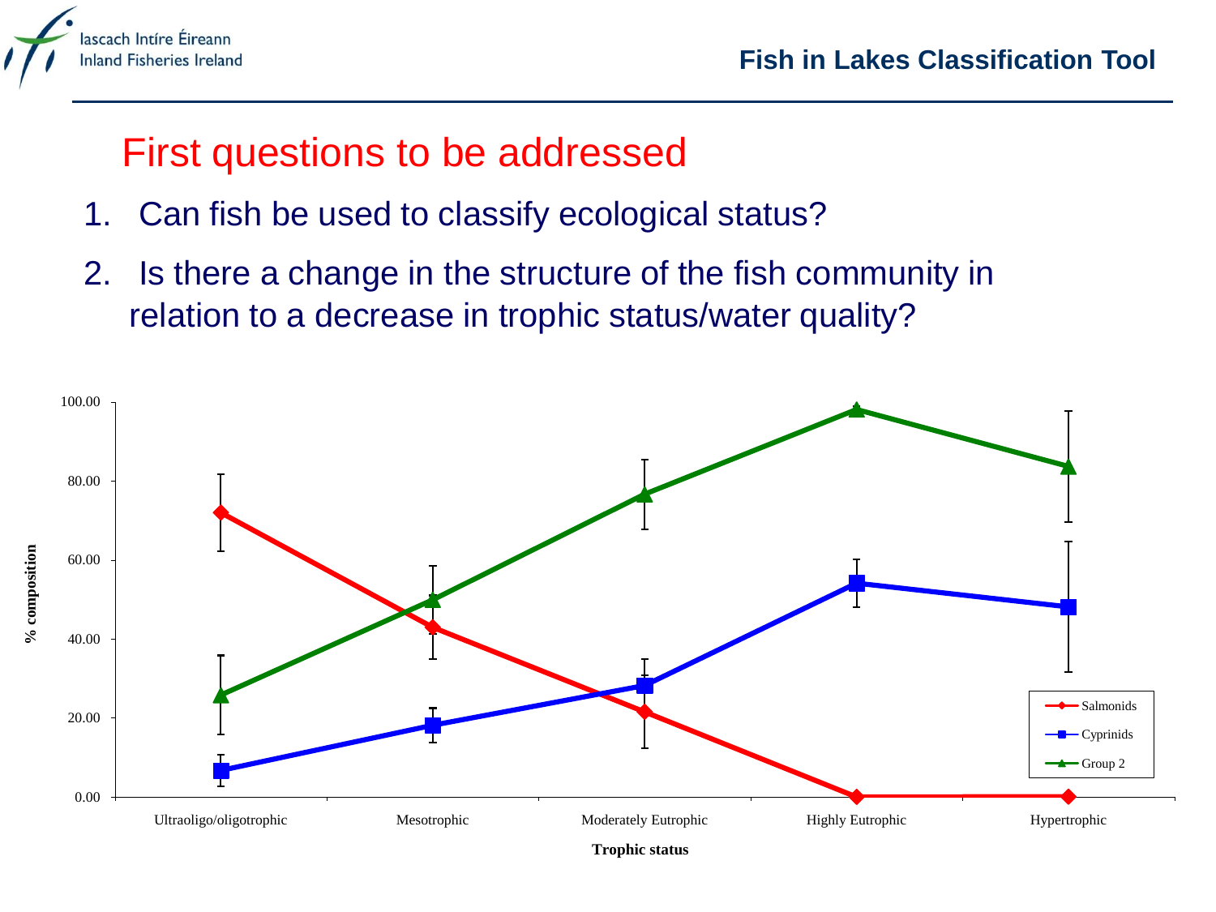# First questions to be addressed

1. Can fish be used to classify ecological status?
2. Is there a change in the structure of the fish community in relation to a decrease in trophic status/water quality?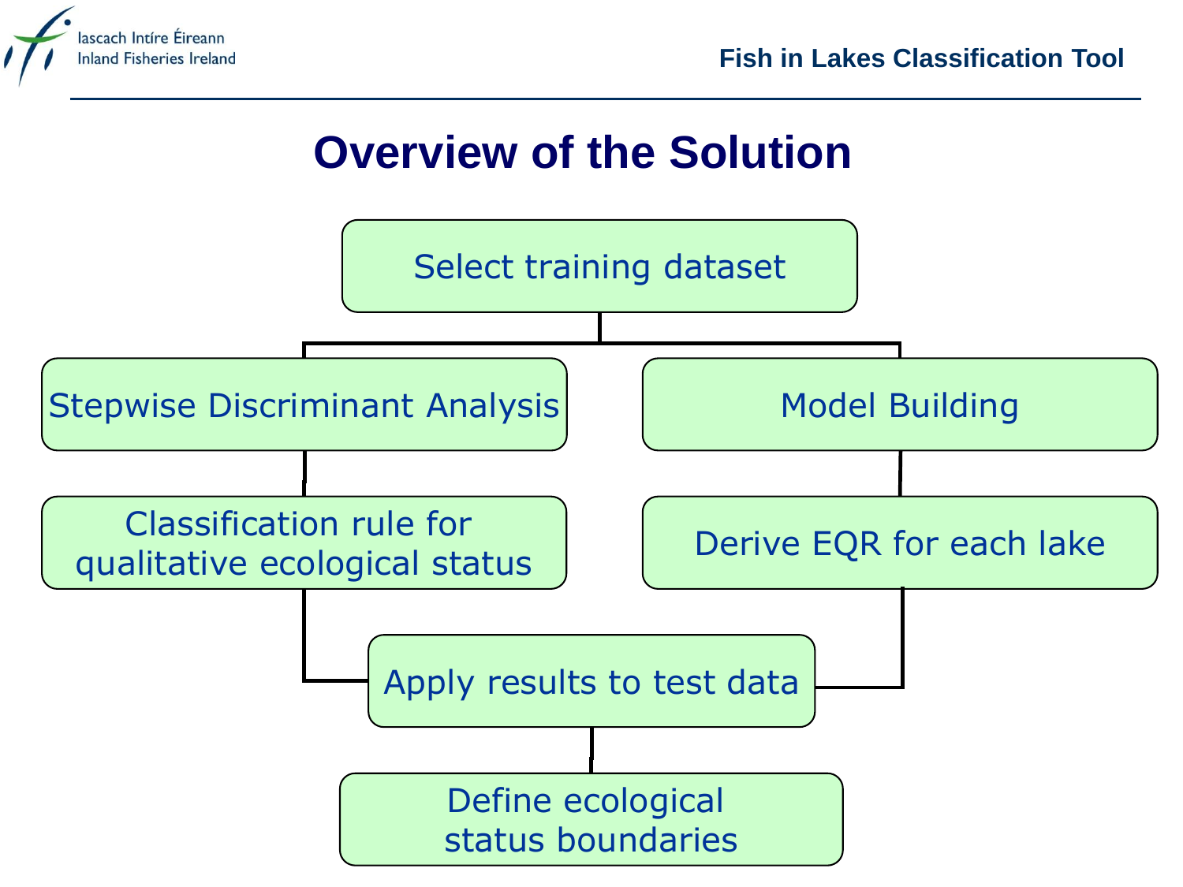# Overview of the Solution

- Select training dataset
  - Stepwise Discriminant Analysis
    - Classification rule for qualitative ecological status
  - Model Building
    - Derive EQR for each lake
- Apply results to test data
  - Define ecological status boundaries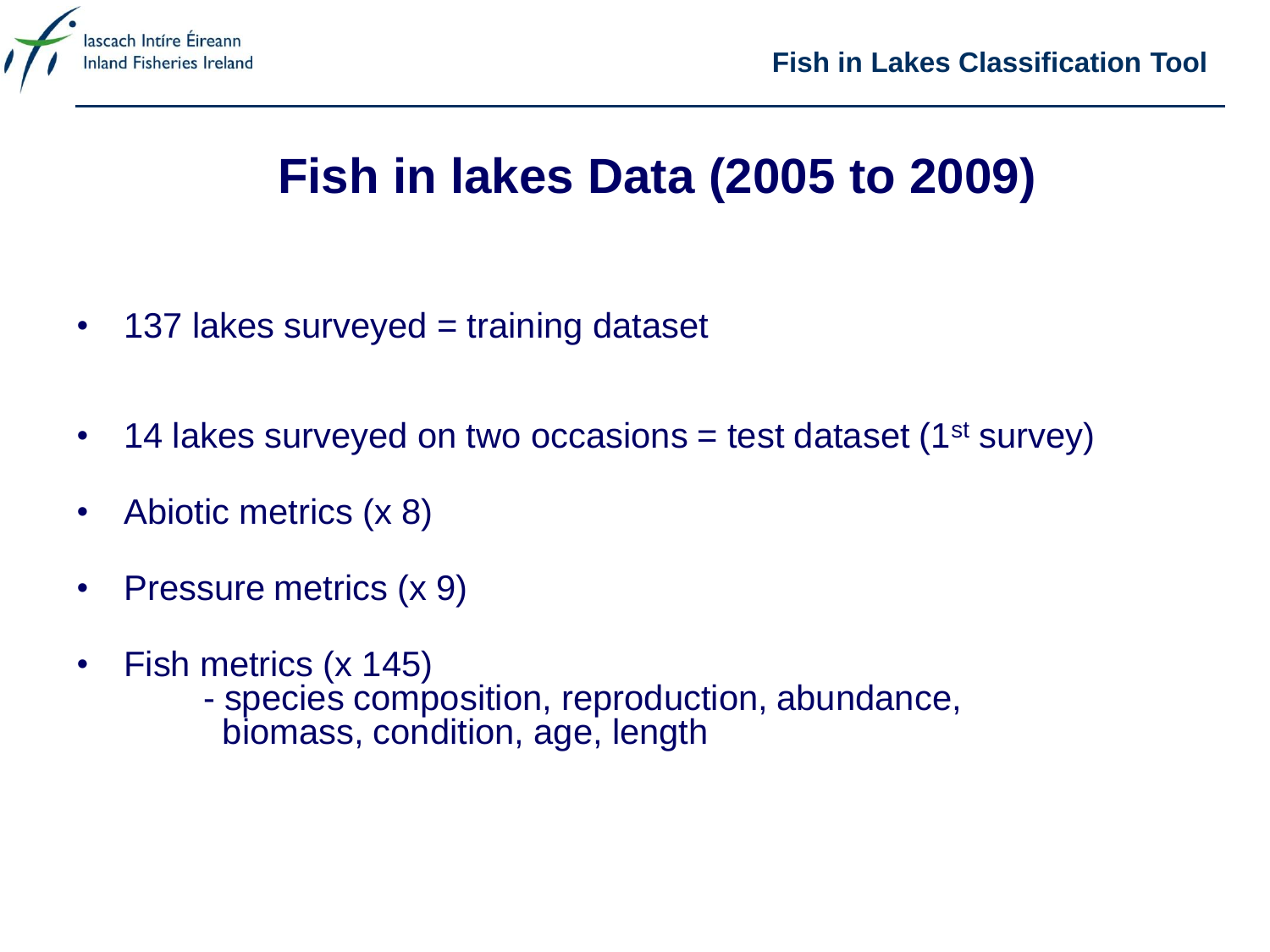# Fish in lakes Data (2005 to 2009)

- 137 lakes surveyed = training dataset
- 14 lakes surveyed on two occasions = test dataset (1st survey)
- Abiotic metrics (x 8)
- Pressure metrics (x 9)
- Fish metrics (x 145)
  - species composition, reproduction, abundance, biomass, condition, age, length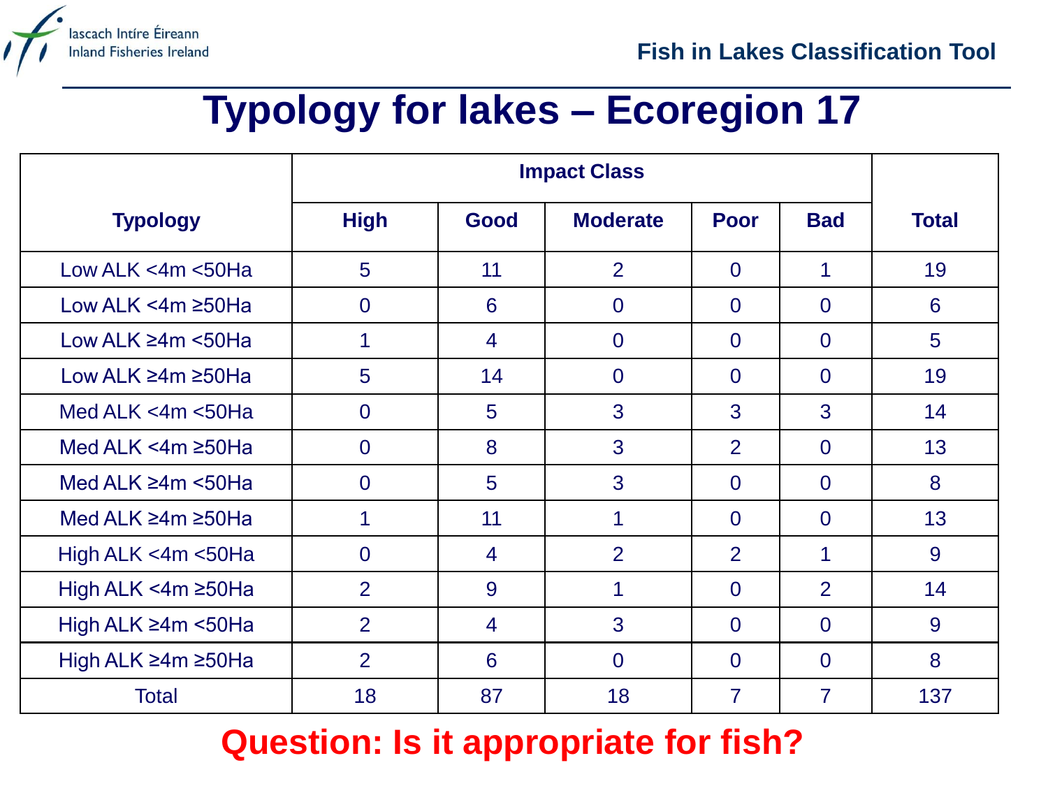# Typology for lakes – Ecoregion 17

| Typology | Impact Class | | | | | Total |
|---|---|---|---|---|---|---|
| | High | Good | Moderate | Poor | Bad | |
| Low ALK <4m <50Ha | 5 | 11 | 2 | 0 | 1 | 19 |
| Low ALK <4m ≥50Ha | 0 | 6 | 0 | 0 | 0 | 6 |
| Low ALK ≥4m <50Ha | 1 | 4 | 0 | 0 | 0 | 5 |
| Low ALK ≥4m ≥50Ha | 5 | 14 | 0 | 0 | 0 | 19 |
| Med ALK <4m <50Ha | 0 | 5 | 3 | 3 | 3 | 14 |
| Med ALK <4m ≥50Ha | 0 | 8 | 3 | 2 | 0 | 13 |
| Med ALK ≥4m <50Ha | 0 | 5 | 3 | 0 | 0 | 8 |
| Med ALK ≥4m ≥50Ha | 1 | 11 | 1 | 0 | 0 | 13 |
| High ALK <4m <50Ha | 0 | 4 | 2 | 2 | 1 | 9 |
| High ALK <4m ≥50Ha | 2 | 9 | 1 | 0 | 2 | 14 |
| High ALK ≥4m <50Ha | 2 | 4 | 3 | 0 | 0 | 9 |
| High ALK ≥4m ≥50Ha | 2 | 6 | 0 | 0 | 0 | 8 |
| Total | 18 | 87 | 18 | 7 | 7 | 137 |

**Question: Is it appropriate for fish?**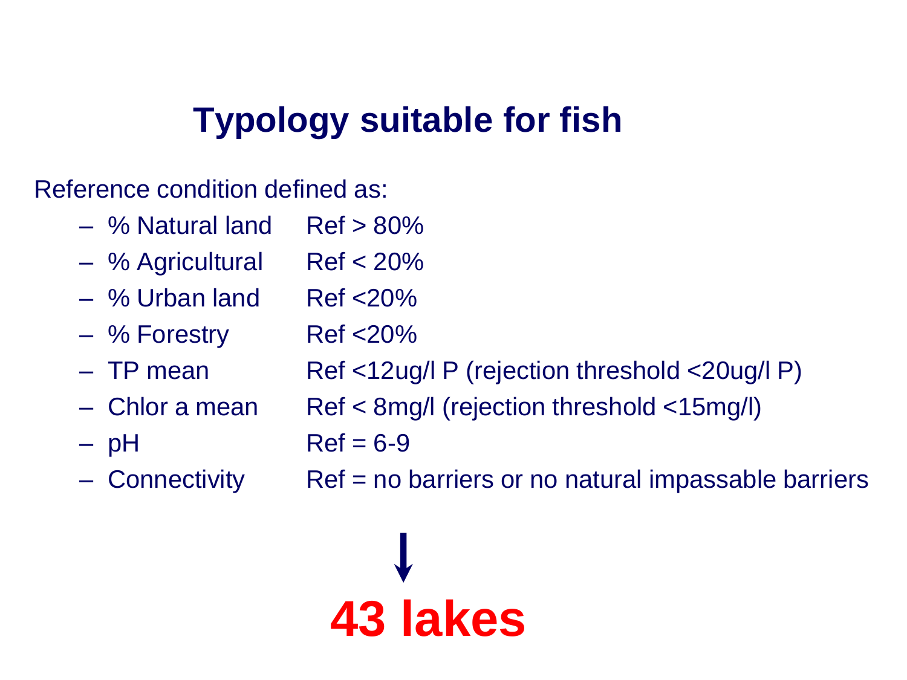# Typology suitable for fish

Reference condition defined as:

- % Natural land Ref > 80%
- % Agricultural Ref < 20%
- % Urban land Ref <20%
- % Forestry Ref <20%
- TP mean Ref <12ug/l P (rejection threshold <20ug/l P)
- Chlor a mean Ref < 8mg/l (rejection threshold <15mg/l)
- pH Ref = 6-9
- Connectivity Ref = no barriers or no natural impassable barriers

↓

**43 lakes**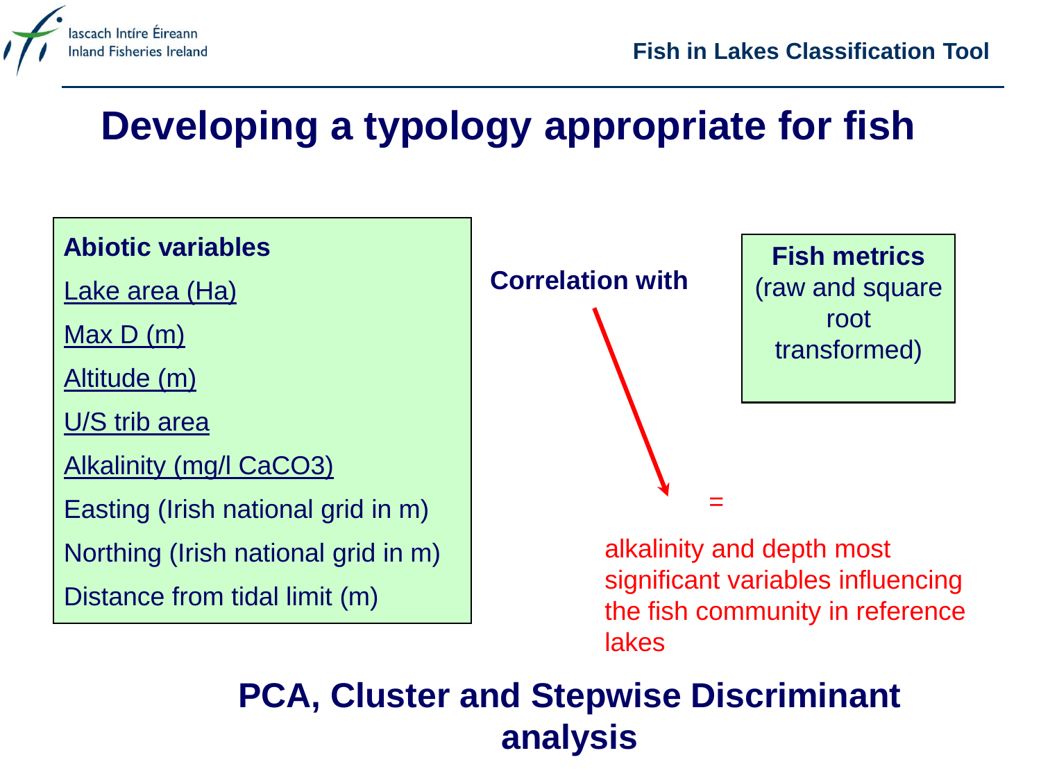# Developing a typology appropriate for fish

**Abiotic variables**

- Lake area (Ha)
- Max D (m)
- Altitude (m)
- U/S trib area
- Alkalinity (mg/l CaCO3)
- Easting (Irish national grid in m)
- Northing (Irish national grid in m)
- Distance from tidal limit (m)

**Correlation with**

**Fish metrics** (raw and square root transformed)

=

alkalinity and depth most significant variables influencing the fish community in reference lakes

**PCA, Cluster and Stepwise Discriminant analysis**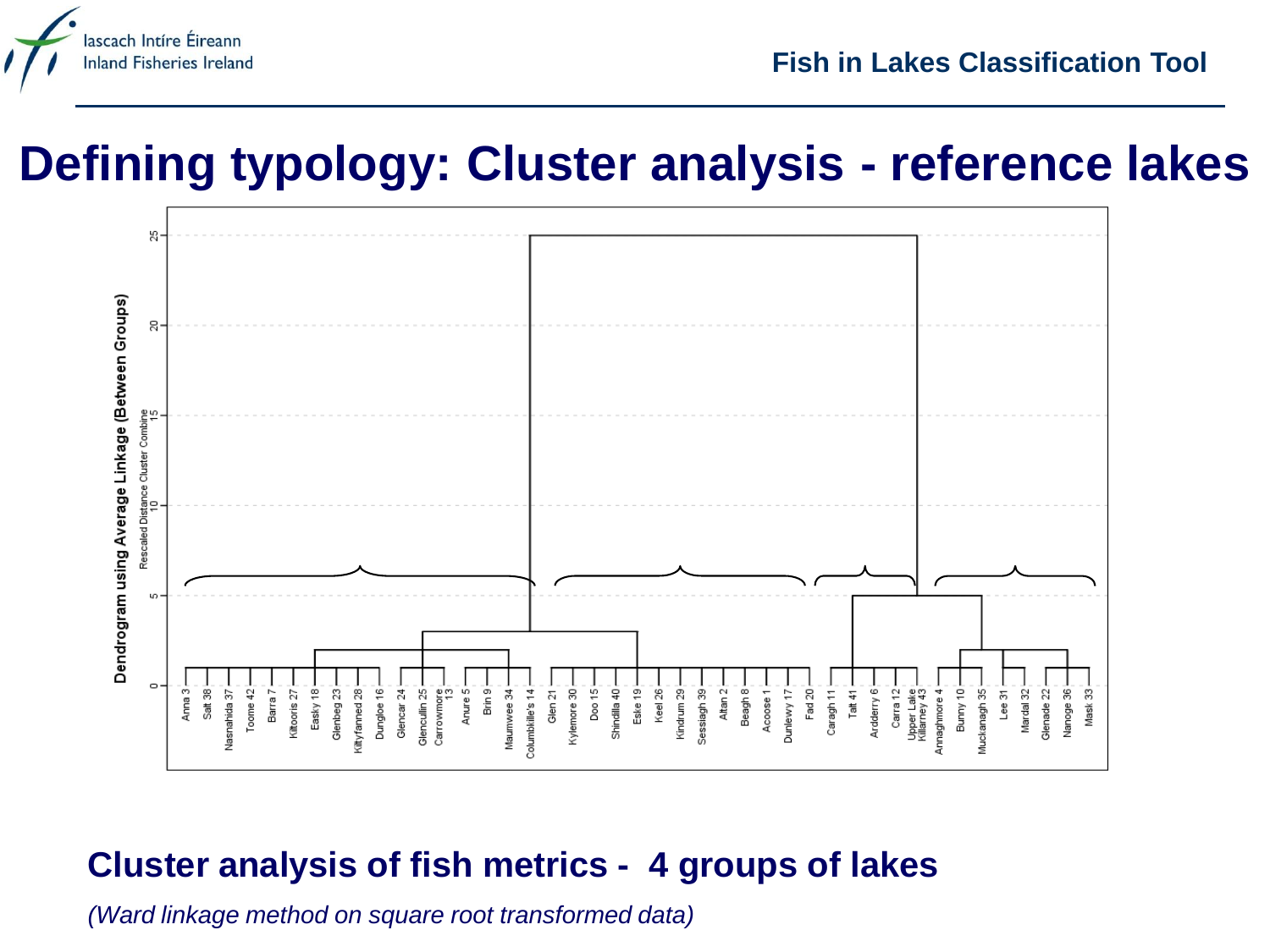# Defining typology: Cluster analysis - reference lakes

Dendrogram using Average Linkage (Between Groups)

Rescaled Distance Cluster Combine

Anna 3, Salt 38, Nasnahida 37, Toome 42, Barra 7, Kiltooris 27, Easky 18, Glenbeg 23, Kiltyfanned 28, Dungloe 16, Glencar 24, Glencullin 25, Carrowmore 13, Anure 5, Brin 9, Maumwee 34, Columbkille's 14, Glen 21, Kylemore 30, Doo 15, Shindilla 40, Eske 19, Keel 26, Kindrum 29, Sessiagh 39, Altan 2, Beagh 8, Acoose 1, Dunlewy 17, Fad 20, Caragh 11, Tait 41, Ardderry 6, Carra 12, Upper Lake Killarney 43, Annaghmore 4, Bunny 10, Muckanagh 35, Lee 31, Mardal 32, Glenade 22, Nanoge 36, Mask 33

**Cluster analysis of fish metrics - 4 groups of lakes**

*(Ward linkage method on square root transformed data)*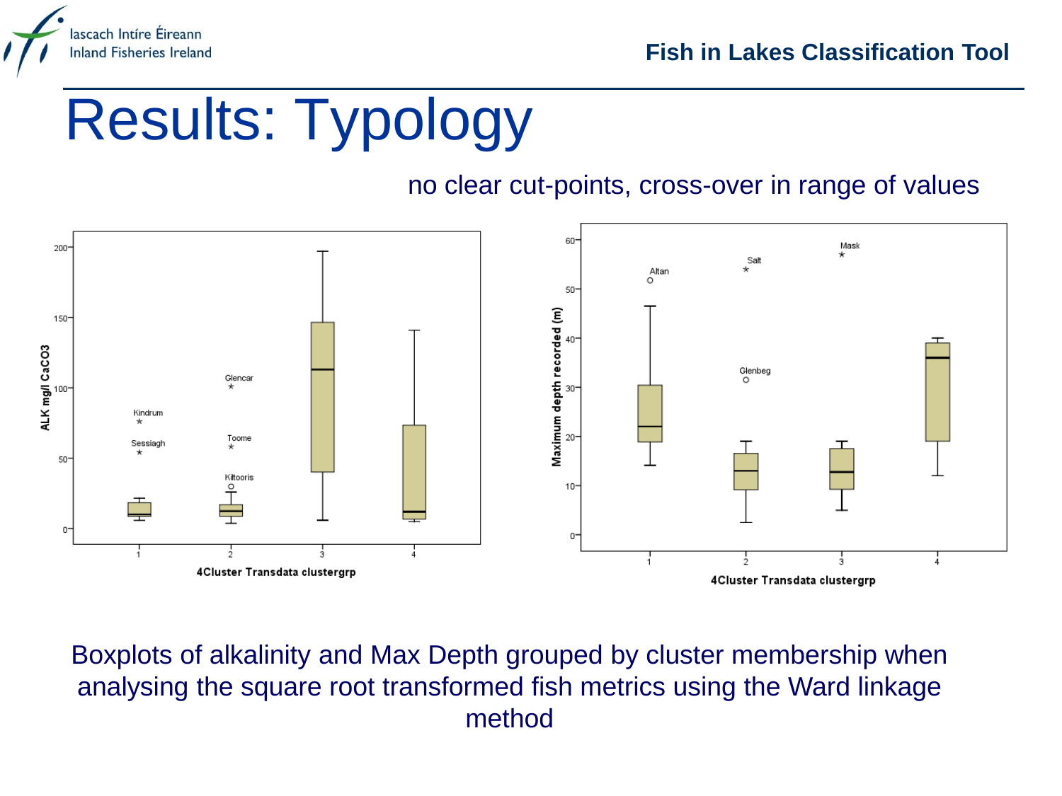# Results: Typology

no clear cut-points, cross-over in range of values

Boxplots of alkalinity and Max Depth grouped by cluster membership when analysing the square root transformed fish metrics using the Ward linkage method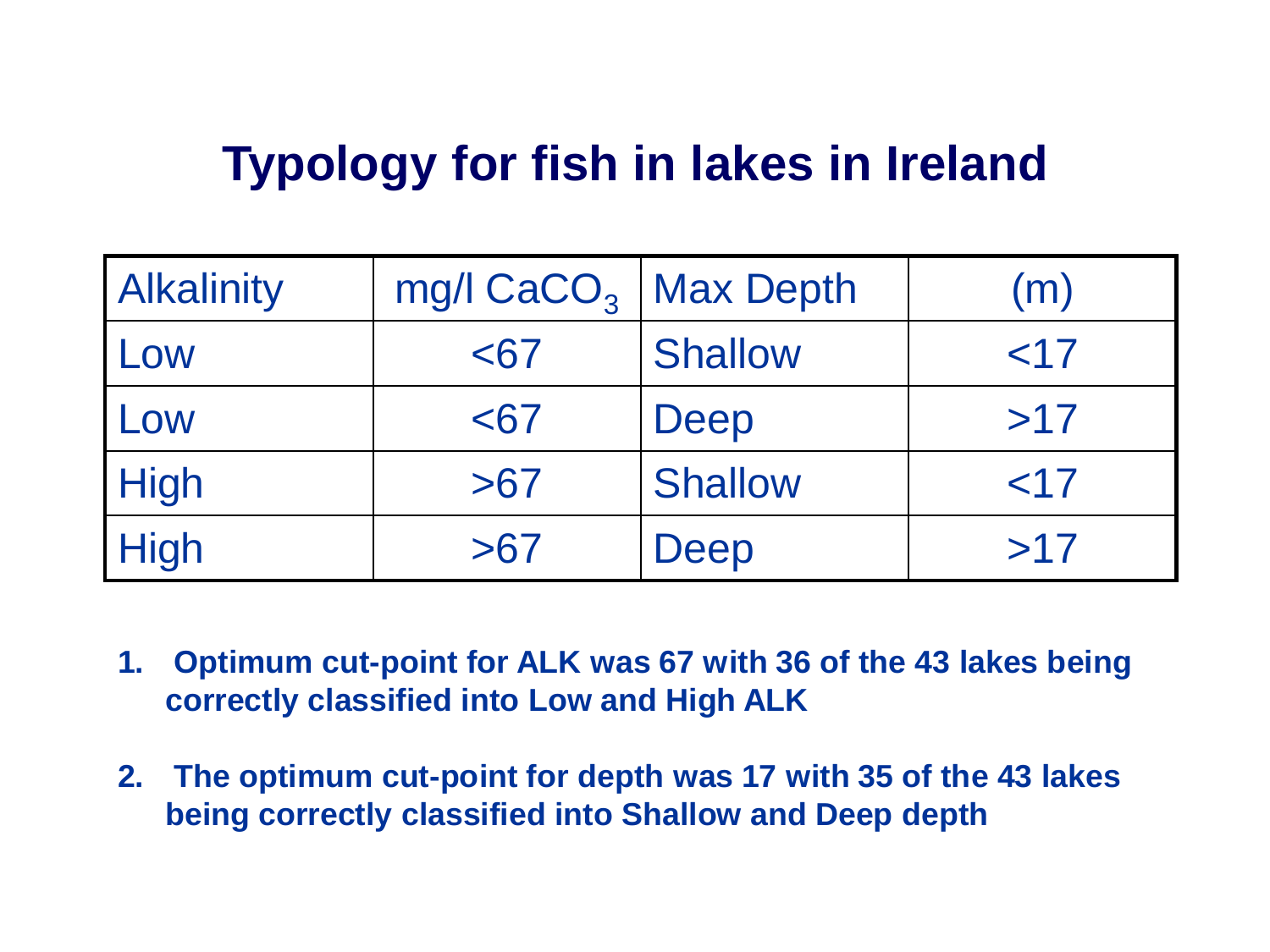# Typology for fish in lakes in Ireland

| Alkalinity | mg/l $CaCO_3$ | Max Depth | (m) |
|---|---|---|---|
| Low | <67 | Shallow | <17 |
| Low | <67 | Deep | >17 |
| High | >67 | Shallow | <17 |
| High | >67 | Deep | >17 |

1. **Optimum cut-point for ALK was 67 with 36 of the 43 lakes being correctly classified into Low and High ALK**
2. **The optimum cut-point for depth was 17 with 35 of the 43 lakes being correctly classified into Shallow and Deep depth**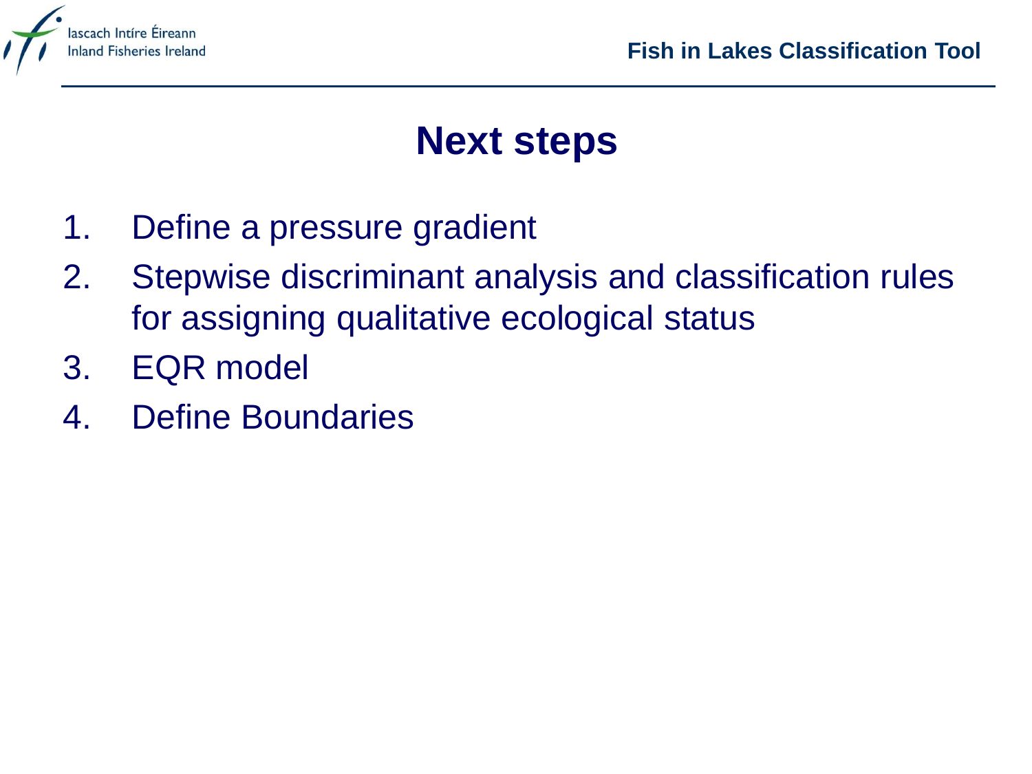# Next steps

1. Define a pressure gradient
2. Stepwise discriminant analysis and classification rules for assigning qualitative ecological status
3. EQR model
4. Define Boundaries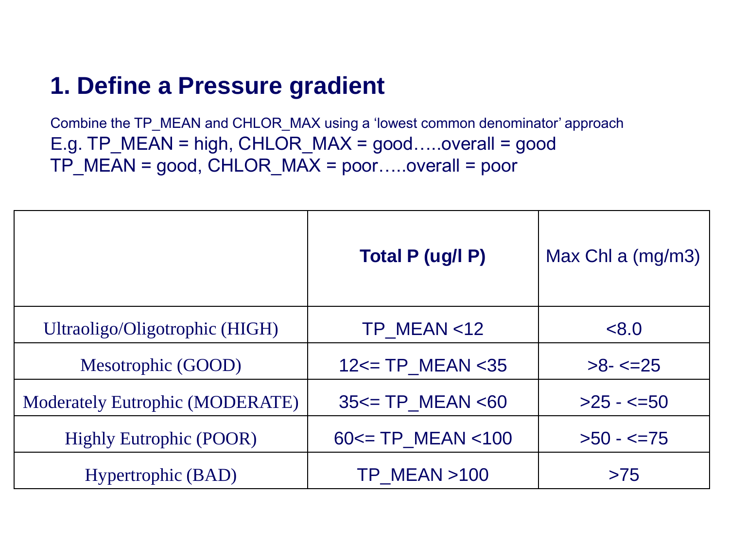# 1. Define a Pressure gradient

Combine the TP_MEAN and CHLOR_MAX using a 'lowest common denominator' approach

E.g. TP_MEAN = high, CHLOR_MAX = good…..overall = good

TP_MEAN = good, CHLOR_MAX = poor…..overall = poor

| | **Total P (ug/l P)** | Max Chl a (mg/m3) |
|---|---|---|
| Ultraoligo/Oligotrophic (HIGH) | TP_MEAN <12 | <8.0 |
| Mesotrophic (GOOD) | 12<= TP_MEAN <35 | >8- <=25 |
| Moderately Eutrophic (MODERATE) | 35<= TP_MEAN <60 | >25 - <=50 |
| Highly Eutrophic (POOR) | 60<= TP_MEAN <100 | >50 - <=75 |
| Hypertrophic (BAD) | TP_MEAN >100 | >75 |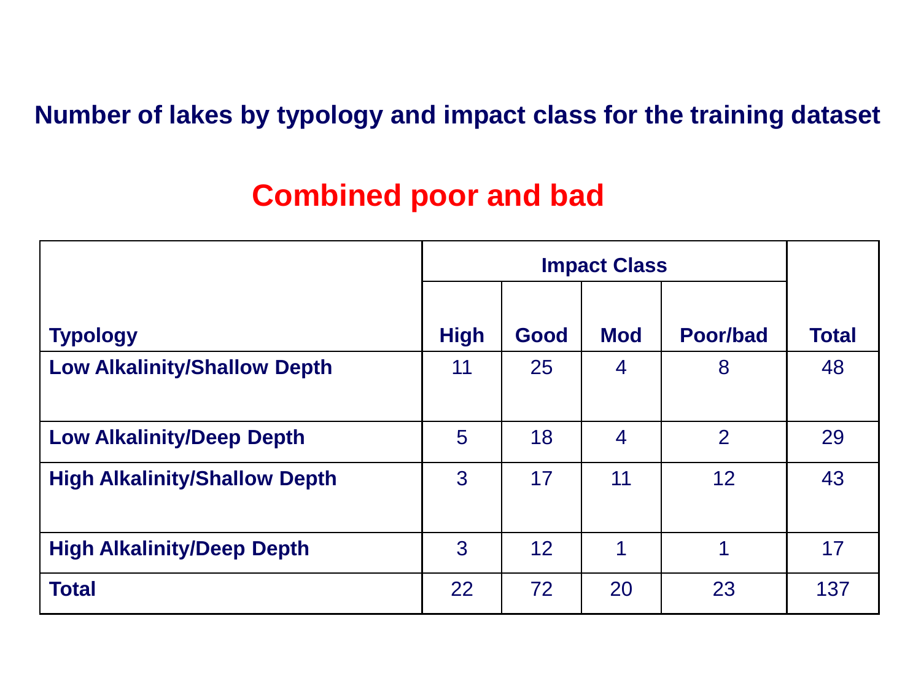## Number of lakes by typology and impact class for the training dataset

### Combined poor and bad

| Typology | Impact Class | | | | Total |
|---|---|---|---|---|---|
| | High | Good | Mod | Poor/bad | |
| **Low Alkalinity/Shallow Depth** | 11 | 25 | 4 | 8 | 48 |
| **Low Alkalinity/Deep Depth** | 5 | 18 | 4 | 2 | 29 |
| **High Alkalinity/Shallow Depth** | 3 | 17 | 11 | 12 | 43 |
| **High Alkalinity/Deep Depth** | 3 | 12 | 1 | 1 | 17 |
| **Total** | 22 | 72 | 20 | 23 | 137 |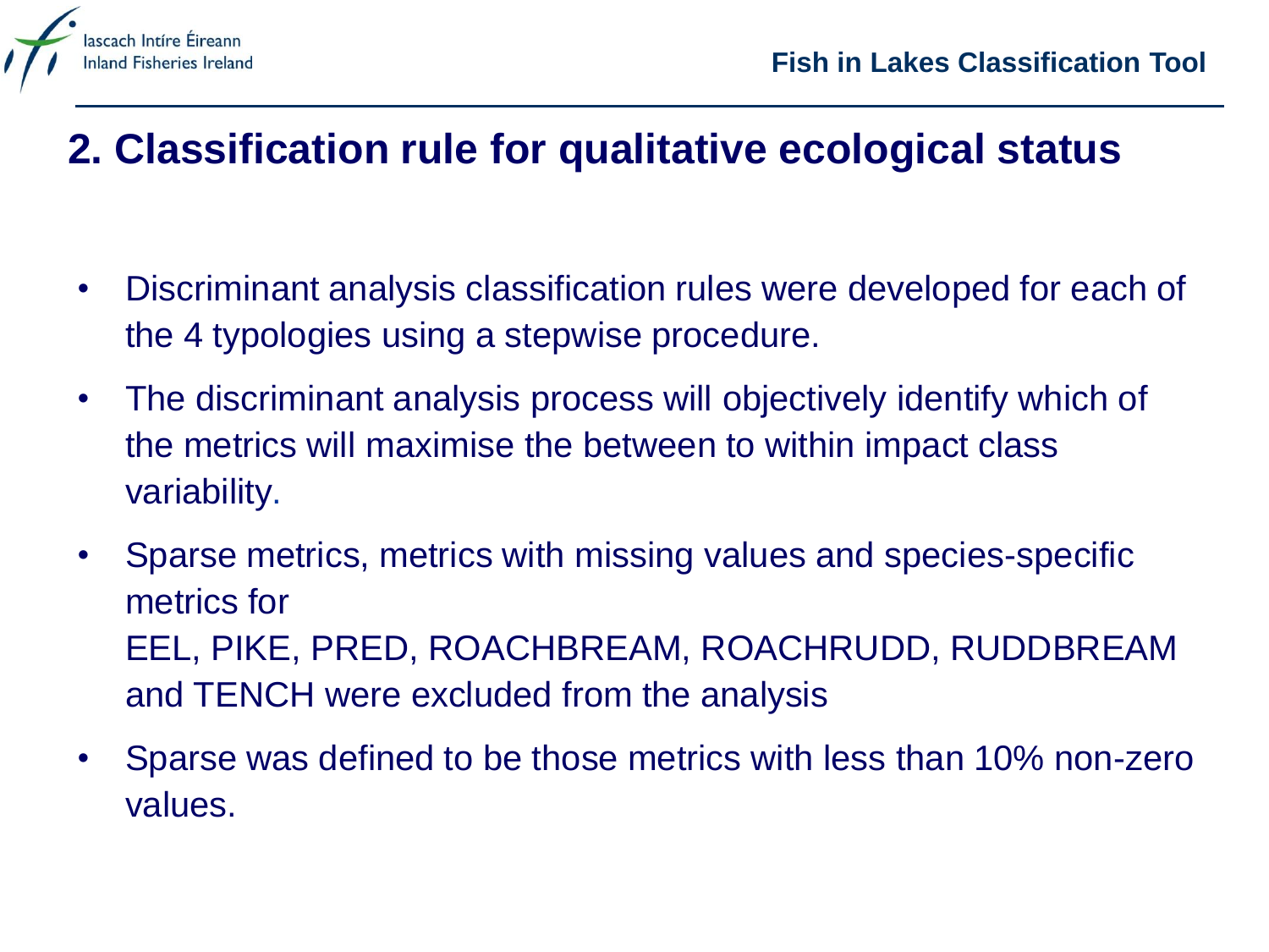## 2. Classification rule for qualitative ecological status

- Discriminant analysis classification rules were developed for each of the 4 typologies using a stepwise procedure.
- The discriminant analysis process will objectively identify which of the metrics will maximise the between to within impact class variability.
- Sparse metrics, metrics with missing values and species-specific metrics for EEL, PIKE, PRED, ROACHBREAM, ROACHRUDD, RUDDBREAM and TENCH were excluded from the analysis
- Sparse was defined to be those metrics with less than 10% non-zero values.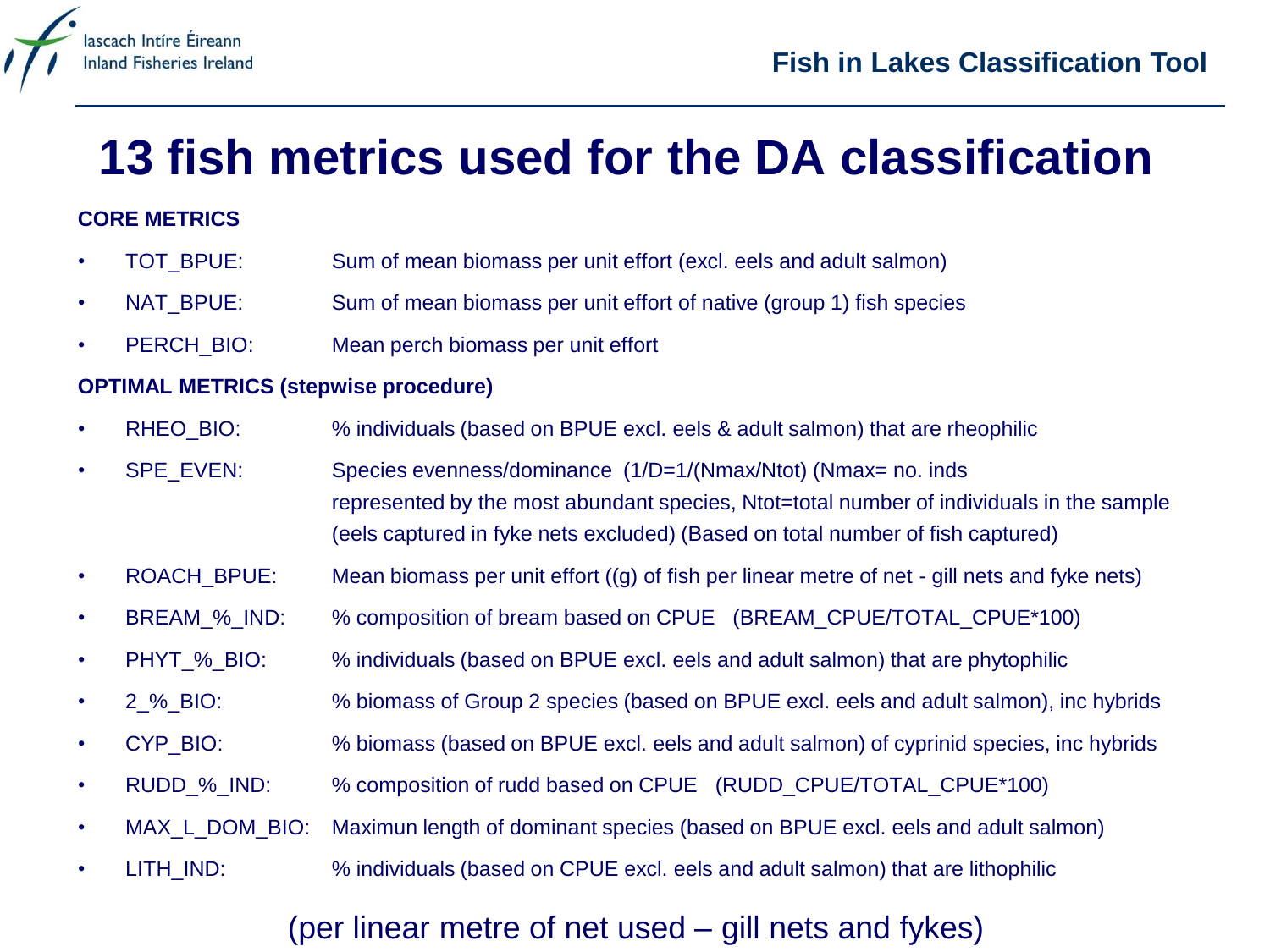# 13 fish metrics used for the DA classification

**CORE METRICS**

- TOT_BPUE: Sum of mean biomass per unit effort (excl. eels and adult salmon)
- NAT_BPUE: Sum of mean biomass per unit effort of native (group 1) fish species
- PERCH_BIO: Mean perch biomass per unit effort

**OPTIMAL METRICS (stepwise procedure)**

- RHEO_BIO: % individuals (based on BPUE excl. eels & adult salmon) that are rheophilic
- SPE_EVEN: Species evenness/dominance (1/D=1/(Nmax/Ntot) (Nmax= no. inds represented by the most abundant species, Ntot=total number of individuals in the sample (eels captured in fyke nets excluded) (Based on total number of fish captured)
- ROACH_BPUE: Mean biomass per unit effort ((g) of fish per linear metre of net - gill nets and fyke nets)
- BREAM_%_IND: % composition of bream based on CPUE (BREAM_CPUE/TOTAL_CPUE*100)
- PHYT_%_BIO: % individuals (based on BPUE excl. eels and adult salmon) that are phytophilic
- 2_%_BIO: % biomass of Group 2 species (based on BPUE excl. eels and adult salmon), inc hybrids
- CYP_BIO: % biomass (based on BPUE excl. eels and adult salmon) of cyprinid species, inc hybrids
- RUDD_%_IND: % composition of rudd based on CPUE (RUDD_CPUE/TOTAL_CPUE*100)
- MAX_L_DOM_BIO: Maximun length of dominant species (based on BPUE excl. eels and adult salmon)
- LITH_IND: % individuals (based on CPUE excl. eels and adult salmon) that are lithophilic

(per linear metre of net used – gill nets and fykes)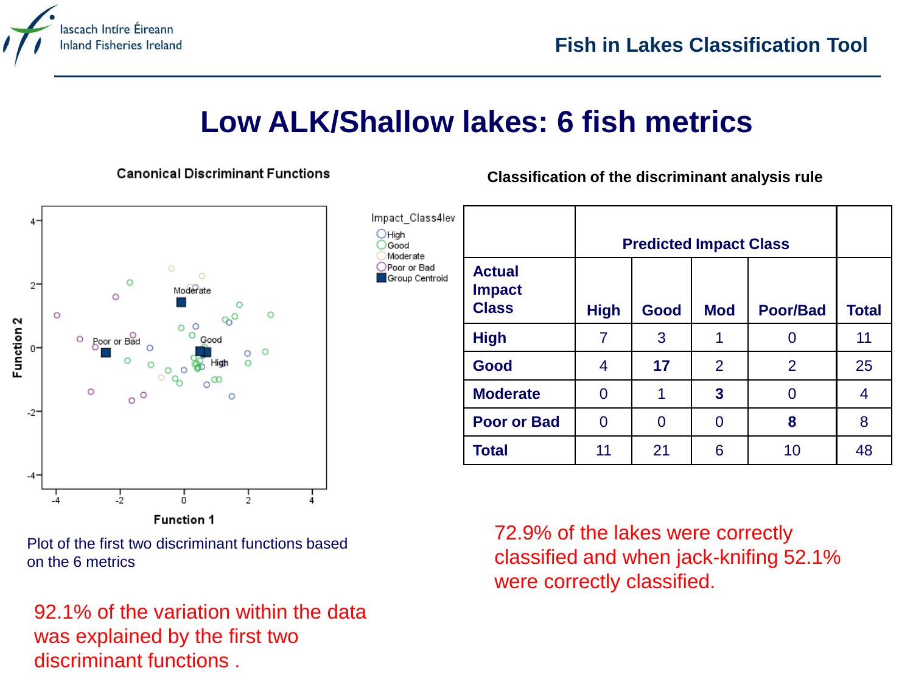# Low ALK/Shallow lakes: 6 fish metrics

Canonical Discriminant Functions

Plot of the first two discriminant functions based on the 6 metrics

92.1% of the variation within the data was explained by the first two discriminant functions .

Classification of the discriminant analysis rule

| | Predicted Impact Class | | | | |
|---|---|---|---|---|---|
| Actual Impact Class | High | Good | Mod | Poor/Bad | Total |
| **High** | 7 | 3 | 1 | 0 | 11 |
| **Good** | 4 | **17** | 2 | 2 | 25 |
| **Moderate** | 0 | 1 | **3** | 0 | 4 |
| **Poor or Bad** | 0 | 0 | 0 | **8** | 8 |
| **Total** | 11 | 21 | 6 | 10 | 48 |

72.9% of the lakes were correctly classified and when jack-knifing 52.1% were correctly classified.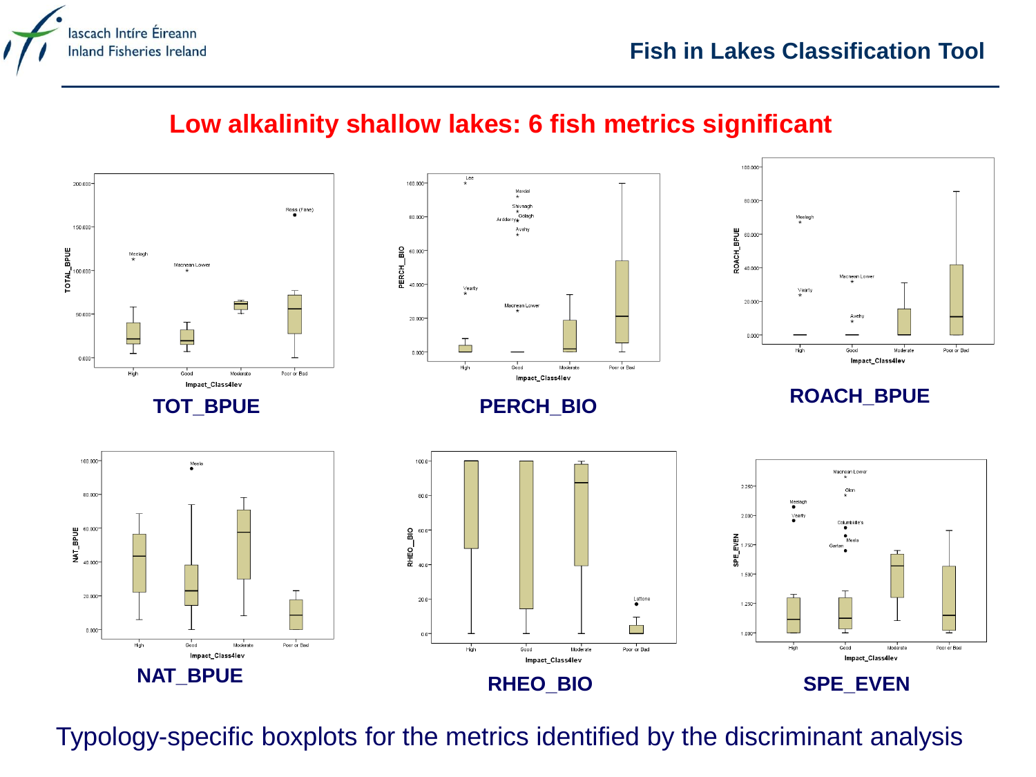# Fish in Lakes Classification Tool

## Low alkalinity shallow lakes: 6 fish metrics significant

**TOT_BPUE**

**PERCH_BIO**

**ROACH_BPUE**

**NAT_BPUE**

**RHEO_BIO**

**SPE_EVEN**

Typology-specific boxplots for the metrics identified by the discriminant analysis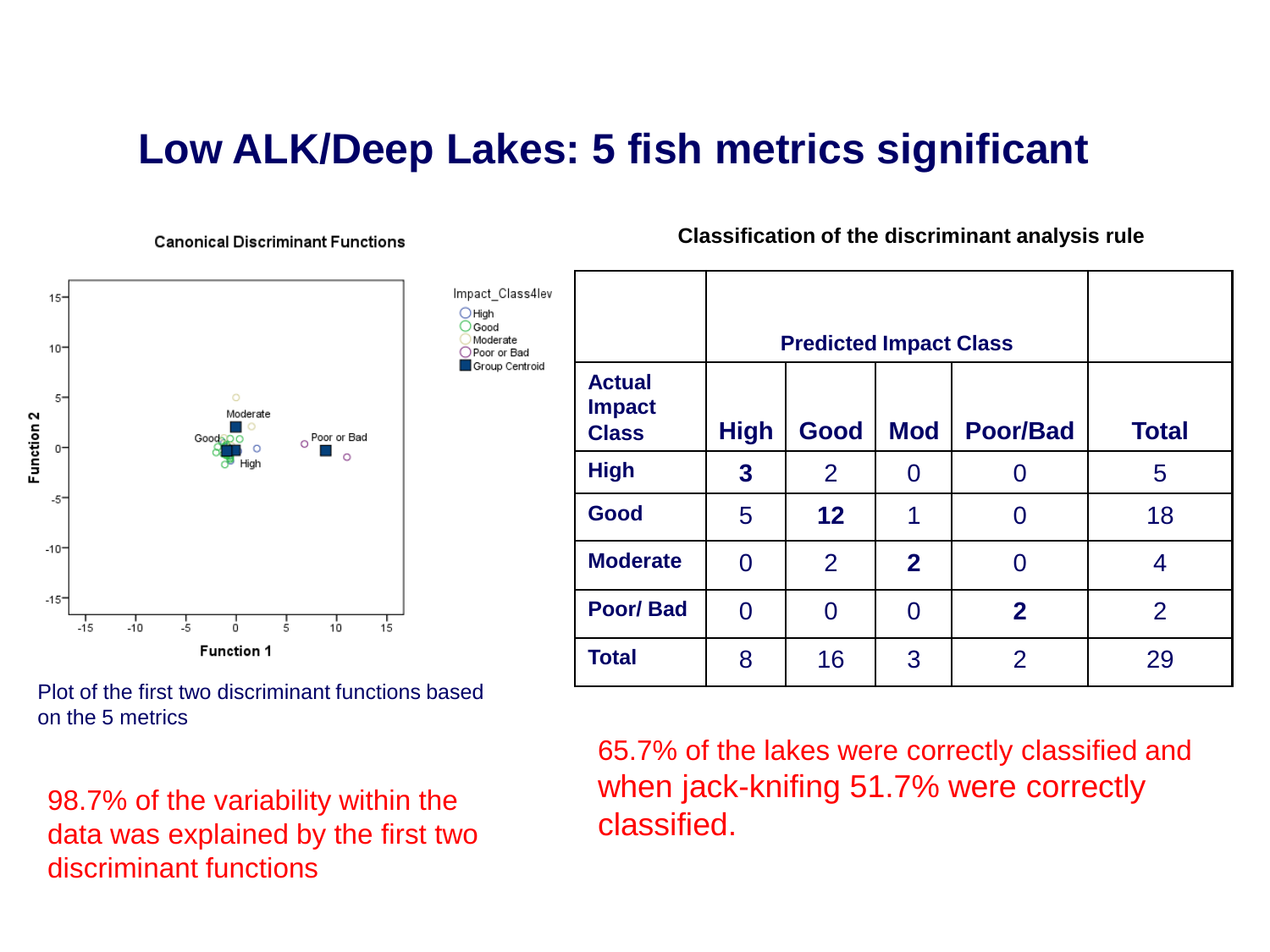# Low ALK/Deep Lakes: 5 fish metrics significant

Canonical Discriminant Functions

Plot of the first two discriminant functions based on the 5 metrics

98.7% of the variability within the data was explained by the first two discriminant functions

**Classification of the discriminant analysis rule**

| Actual Impact Class | Predicted Impact Class: High | Good | Mod | Poor/Bad | Total |
|---|---|---|---|---|---|
| **High** | **3** | 2 | 0 | 0 | 5 |
| **Good** | 5 | **12** | 1 | 0 | 18 |
| **Moderate** | 0 | 2 | **2** | 0 | 4 |
| **Poor/ Bad** | 0 | 0 | 0 | **2** | 2 |
| **Total** | 8 | 16 | 3 | 2 | 29 |

65.7% of the lakes were correctly classified and when jack-knifing 51.7% were correctly classified.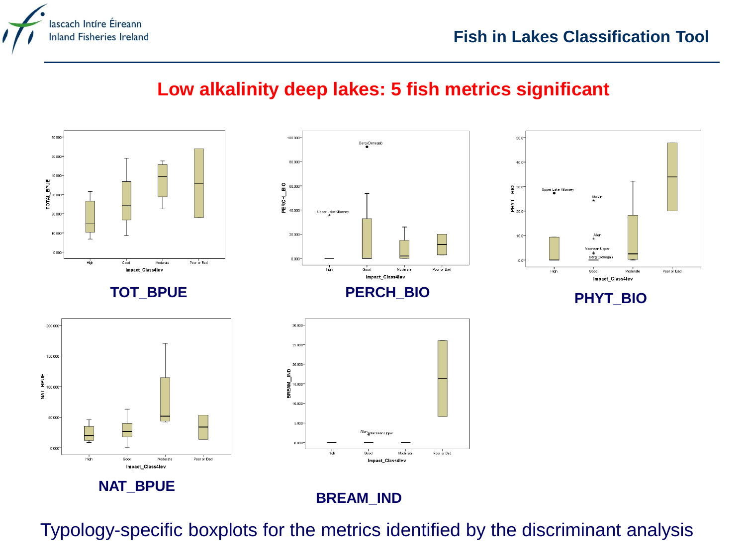## Low alkalinity deep lakes: 5 fish metrics significant

**TOT_BPUE**

**PERCH_BIO**

**PHYT_BIO**

**NAT_BPUE**

**BREAM_IND**

Typology-specific boxplots for the metrics identified by the discriminant analysis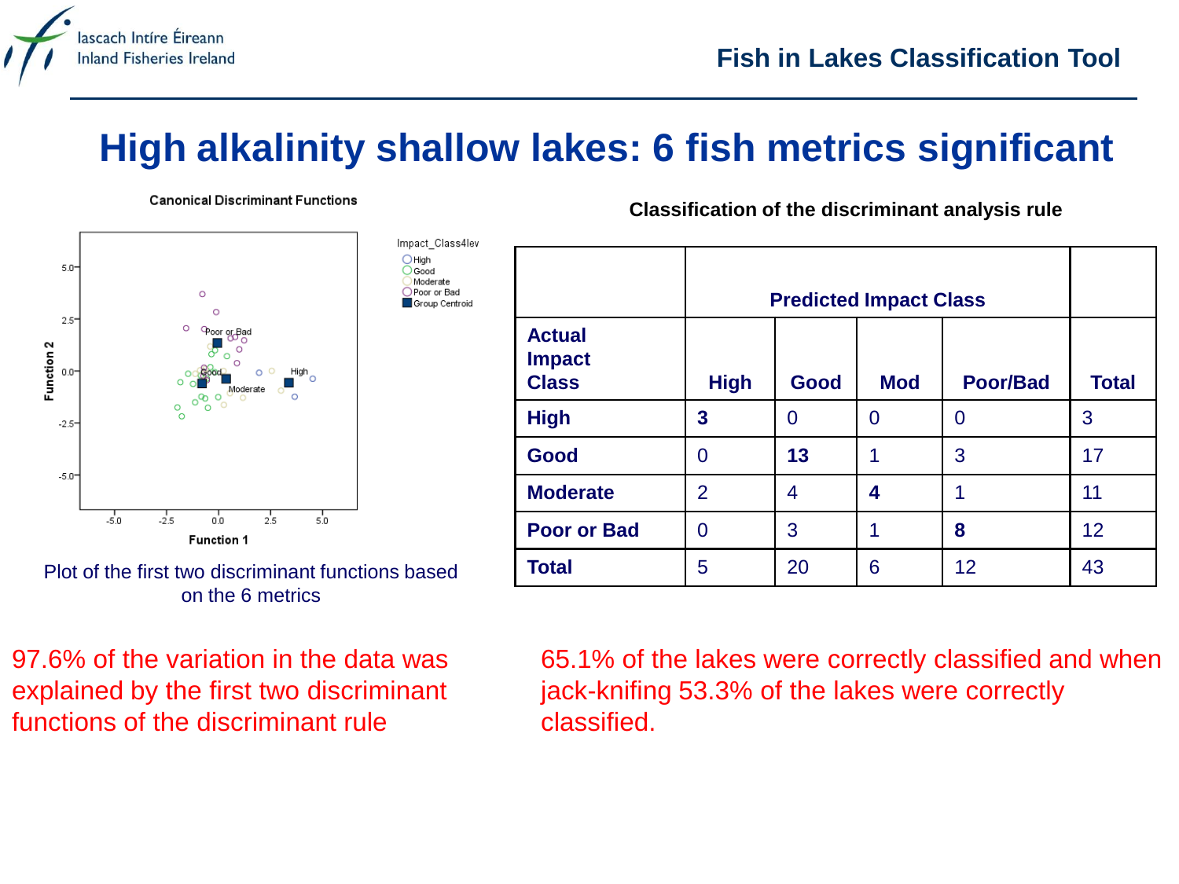# High alkalinity shallow lakes: 6 fish metrics significant

Plot of the first two discriminant functions based on the 6 metrics

**Classification of the discriminant analysis rule**

| Actual Impact Class | Predicted Impact Class | | | | |
|---|---|---|---|---|---|
| | High | Good | Mod | Poor/Bad | Total |
| **High** | **3** | 0 | 0 | 0 | 3 |
| **Good** | 0 | **13** | 1 | 3 | 17 |
| **Moderate** | 2 | 4 | **4** | 1 | 11 |
| **Poor or Bad** | 0 | 3 | 1 | **8** | 12 |
| **Total** | 5 | 20 | 6 | 12 | 43 |

97.6% of the variation in the data was explained by the first two discriminant functions of the discriminant rule

65.1% of the lakes were correctly classified and when jack-knifing 53.3% of the lakes were correctly classified.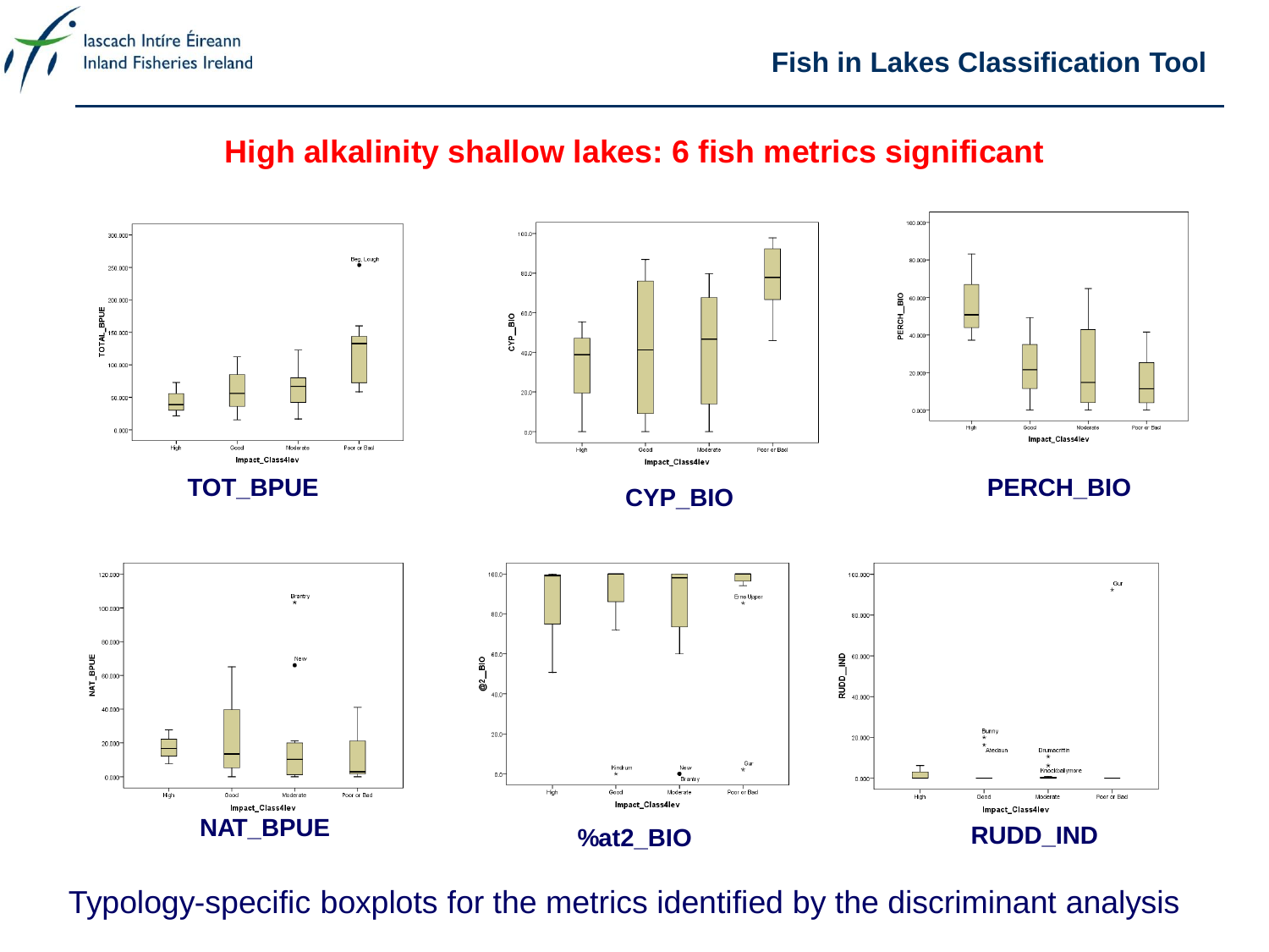## High alkalinity shallow lakes: 6 fish metrics significant

TOT_BPUE

CYP_BIO

PERCH_BIO

NAT_BPUE

%at2_BIO

RUDD_IND

Typology-specific boxplots for the metrics identified by the discriminant analysis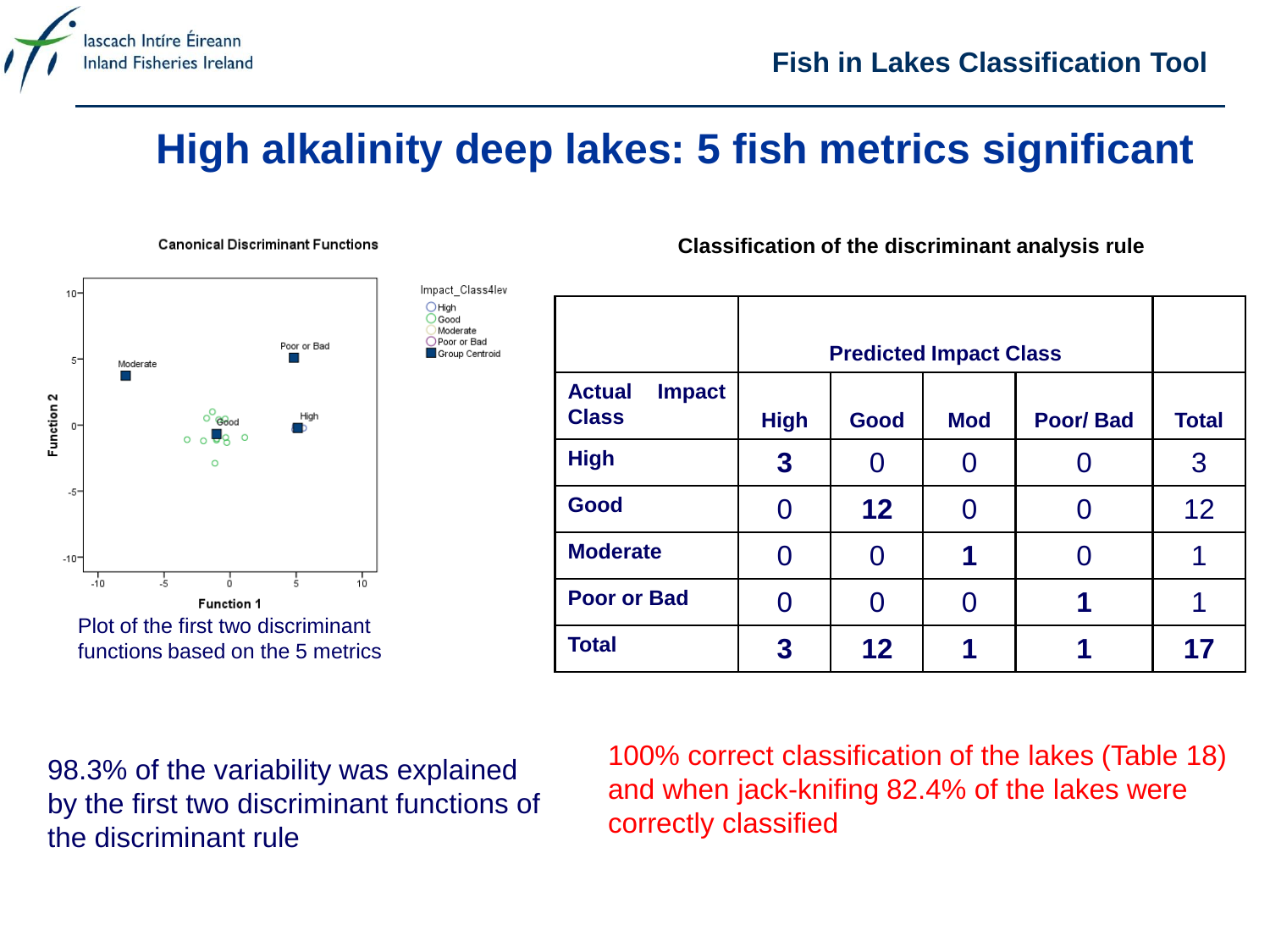# High alkalinity deep lakes: 5 fish metrics significant

Plot of the first two discriminant functions based on the 5 metrics

**Classification of the discriminant analysis rule**

| | Predicted Impact Class | | | | |
|---|---|---|---|---|---|
| **Actual Impact Class** | **High** | **Good** | **Mod** | **Poor/ Bad** | **Total** |
| **High** | **3** | 0 | 0 | 0 | 3 |
| **Good** | 0 | **12** | 0 | 0 | 12 |
| **Moderate** | 0 | 0 | **1** | 0 | 1 |
| **Poor or Bad** | 0 | 0 | 0 | **1** | 1 |
| **Total** | **3** | **12** | **1** | **1** | **17** |

98.3% of the variability was explained by the first two discriminant functions of the discriminant rule

100% correct classification of the lakes (Table 18) and when jack-knifing 82.4% of the lakes were correctly classified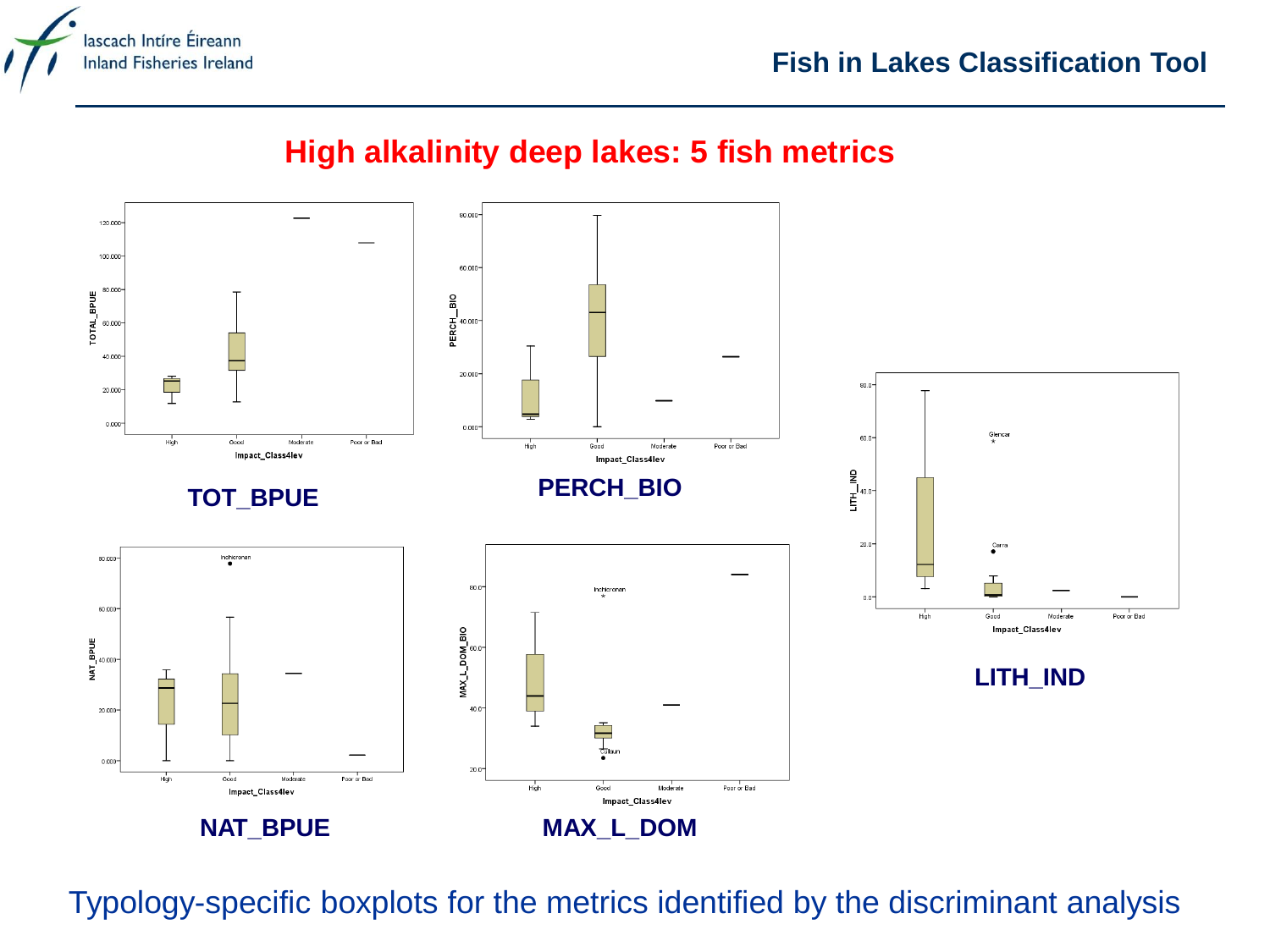## High alkalinity deep lakes: 5 fish metrics

TOT_BPUE

PERCH_BIO

LITH_IND

NAT_BPUE

MAX_L_DOM

Typology-specific boxplots for the metrics identified by the discriminant analysis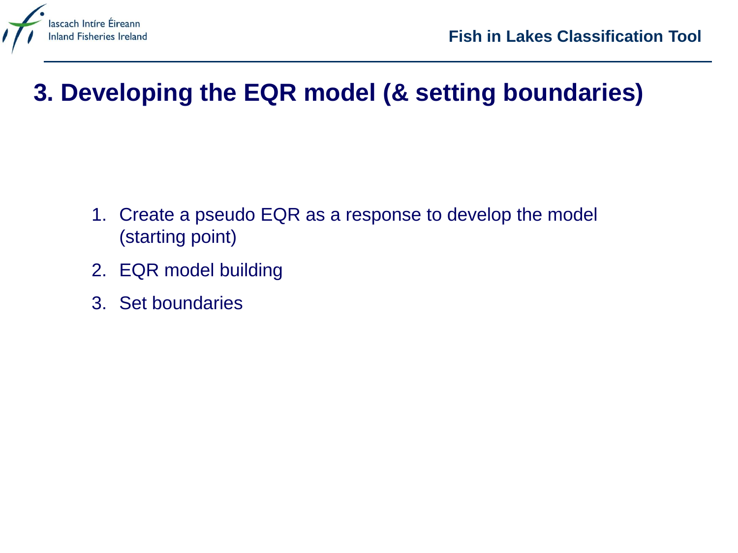# 3. Developing the EQR model (& setting boundaries)

1. Create a pseudo EQR as a response to develop the model (starting point)
2. EQR model building
3. Set boundaries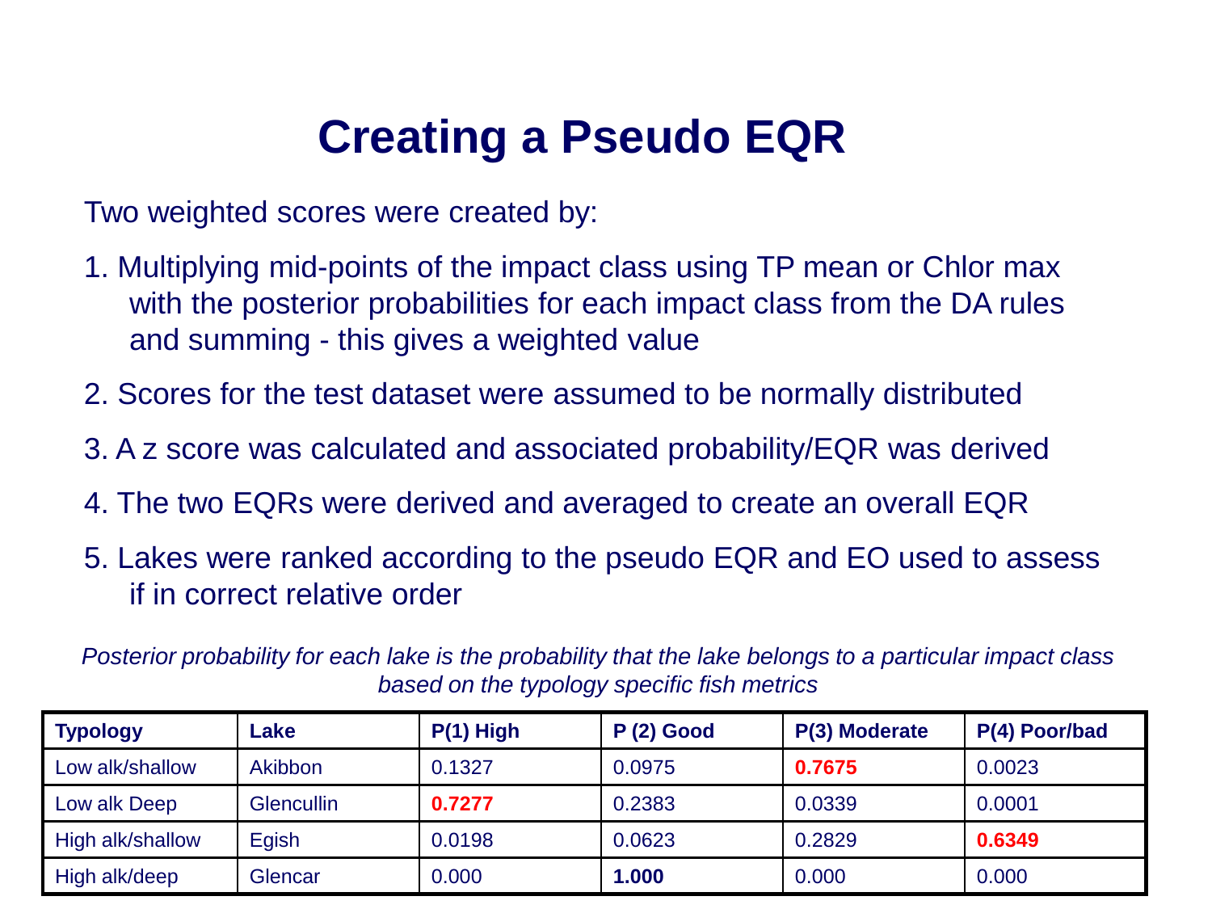# Creating a Pseudo EQR

Two weighted scores were created by:

1. Multiplying mid-points of the impact class using TP mean or Chlor max with the posterior probabilities for each impact class from the DA rules and summing - this gives a weighted value
2. Scores for the test dataset were assumed to be normally distributed
3. A z score was calculated and associated probability/EQR was derived
4. The two EQRs were derived and averaged to create an overall EQR
5. Lakes were ranked according to the pseudo EQR and EO used to assess if in correct relative order

*Posterior probability for each lake is the probability that the lake belongs to a particular impact class based on the typology specific fish metrics*

| Typology | Lake | P(1) High | P (2) Good | P(3) Moderate | P(4) Poor/bad |
|---|---|---|---|---|---|
| Low alk/shallow | Akibbon | 0.1327 | 0.0975 | **0.7675** | 0.0023 |
| Low alk Deep | Glencullin | **0.7277** | 0.2383 | 0.0339 | 0.0001 |
| High alk/shallow | Egish | 0.0198 | 0.0623 | 0.2829 | **0.6349** |
| High alk/deep | Glencar | 0.000 | **1.000** | 0.000 | 0.000 |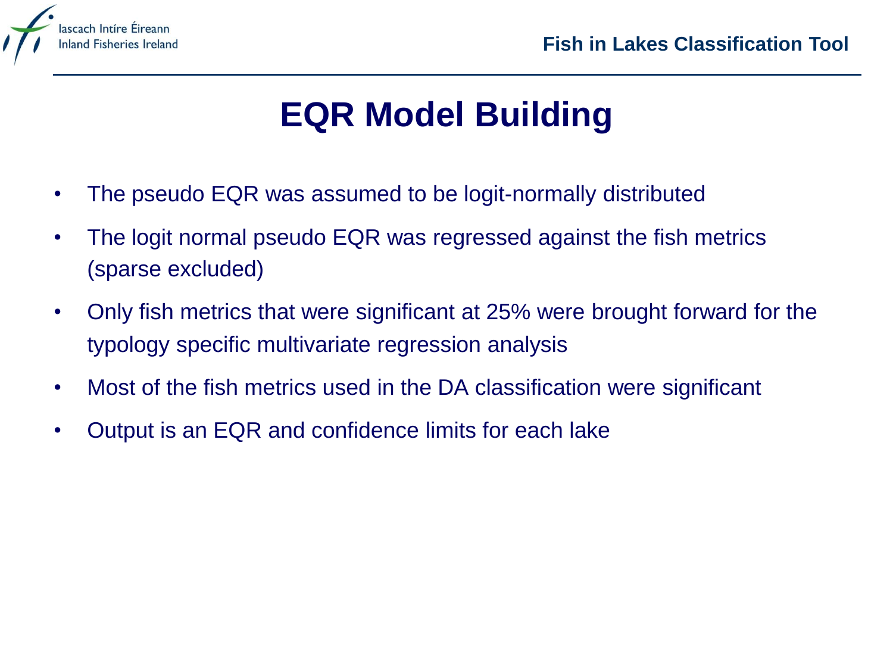# EQR Model Building

- The pseudo EQR was assumed to be logit-normally distributed
- The logit normal pseudo EQR was regressed against the fish metrics (sparse excluded)
- Only fish metrics that were significant at 25% were brought forward for the typology specific multivariate regression analysis
- Most of the fish metrics used in the DA classification were significant
- Output is an EQR and confidence limits for each lake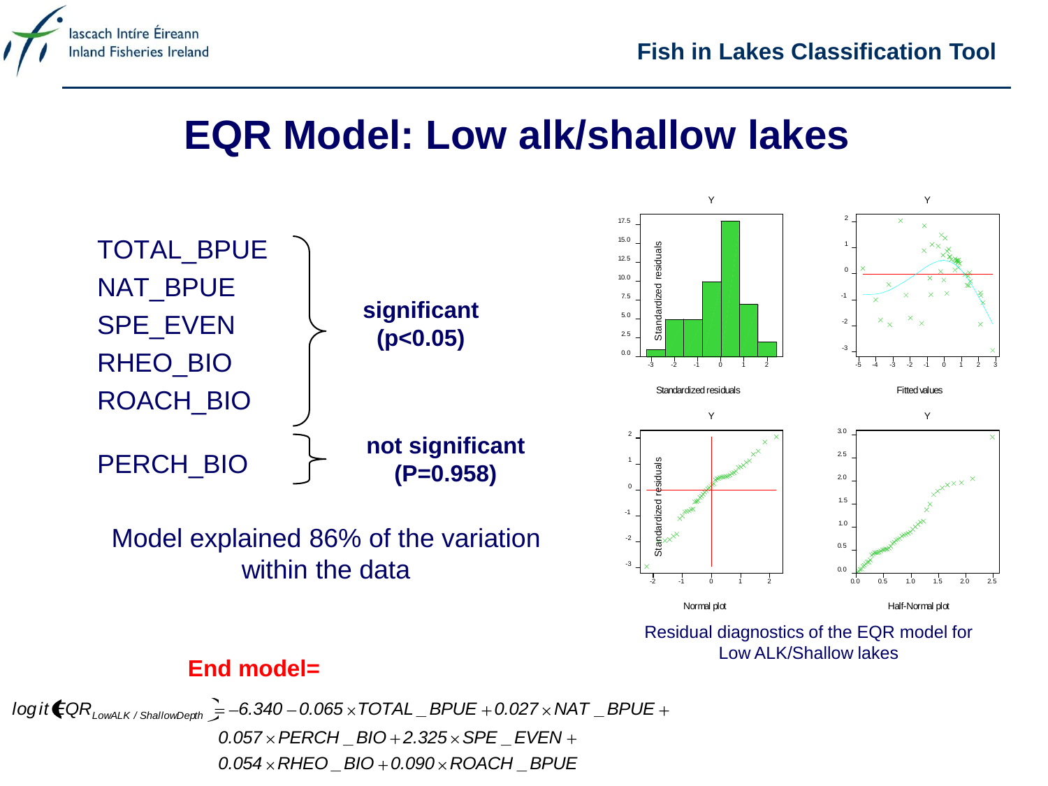# EQR Model: Low alk/shallow lakes

TOTAL_BPUE
NAT_BPUE
SPE_EVEN
RHEO_BIO
ROACH_BIO

**significant ($p<0.05$)**

PERCH_BIO

**not significant ($P=0.958$)**

Model explained 86% of the variation within the data

Residual diagnostics of the EQR model for Low ALK/Shallow lakes

**End model=**

$$
\operatorname{logit}(EQR_{LowALK\,/\,ShallowDepth}) = -6.340 - 0.065 \times TOTAL\_BPUE + 0.027 \times NAT\_BPUE + 0.057 \times PERCH\_BIO + 2.325 \times SPE\_EVEN + 0.054 \times RHEO\_BIO + 0.090 \times ROACH\_BPUE
$$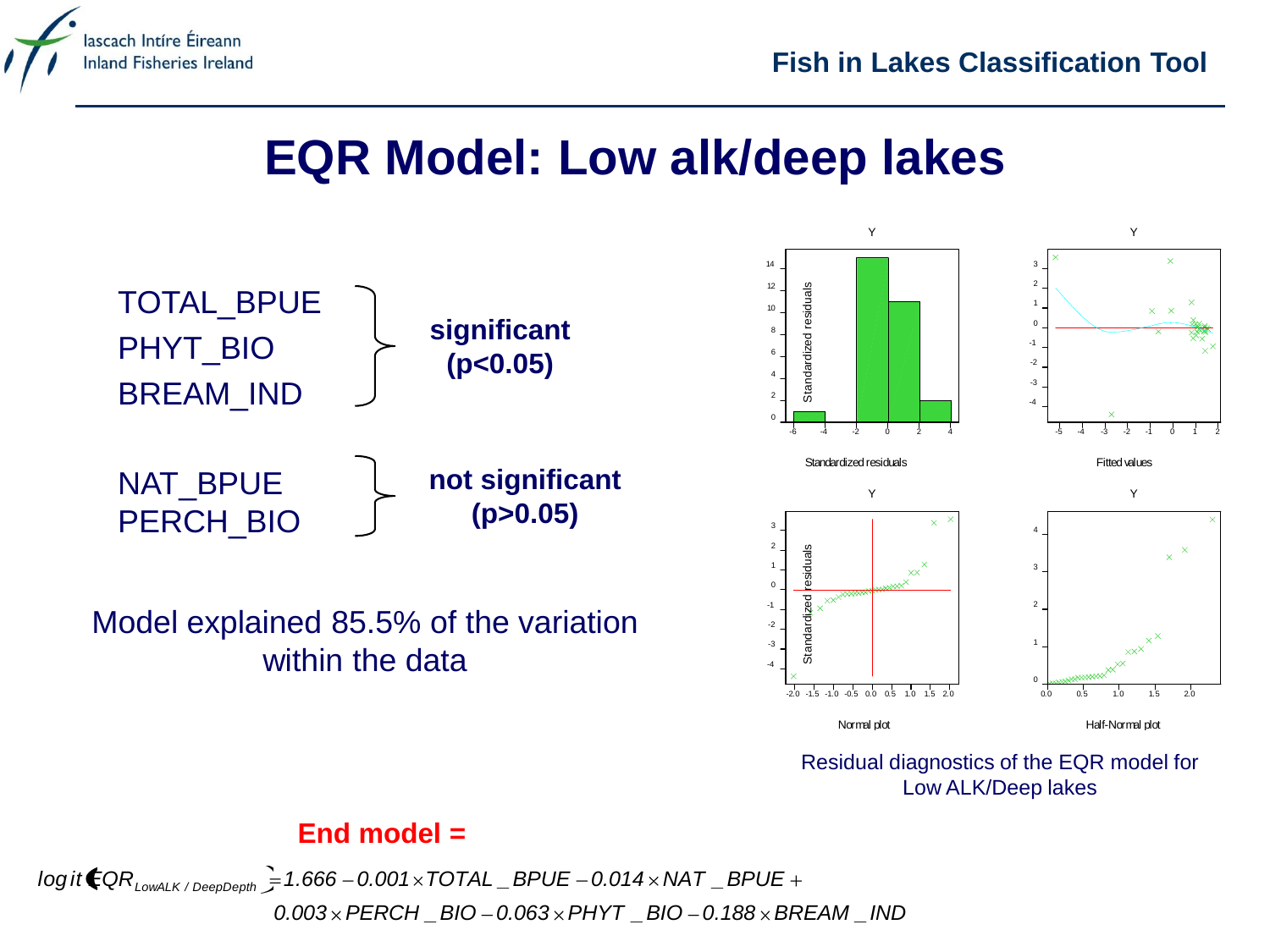# EQR Model: Low alk/deep lakes

TOTAL_BPUE
PHYT_BIO
BREAM_IND

} **significant ($p<0.05$)**

NAT_BPUE
PERCH_BIO

} **not significant ($p>0.05$)**

Model explained 85.5% of the variation within the data

Residual diagnostics of the EQR model for Low ALK/Deep lakes

**End model =**

$$\text{logit}(EQR_{LowALK/DeepDepth}) = 1.666 - 0.001 \times TOTAL\_BPUE - 0.014 \times NAT\_BPUE + 0.003 \times PERCH\_BIO - 0.063 \times PHYT\_BIO - 0.188 \times BREAM\_IND$$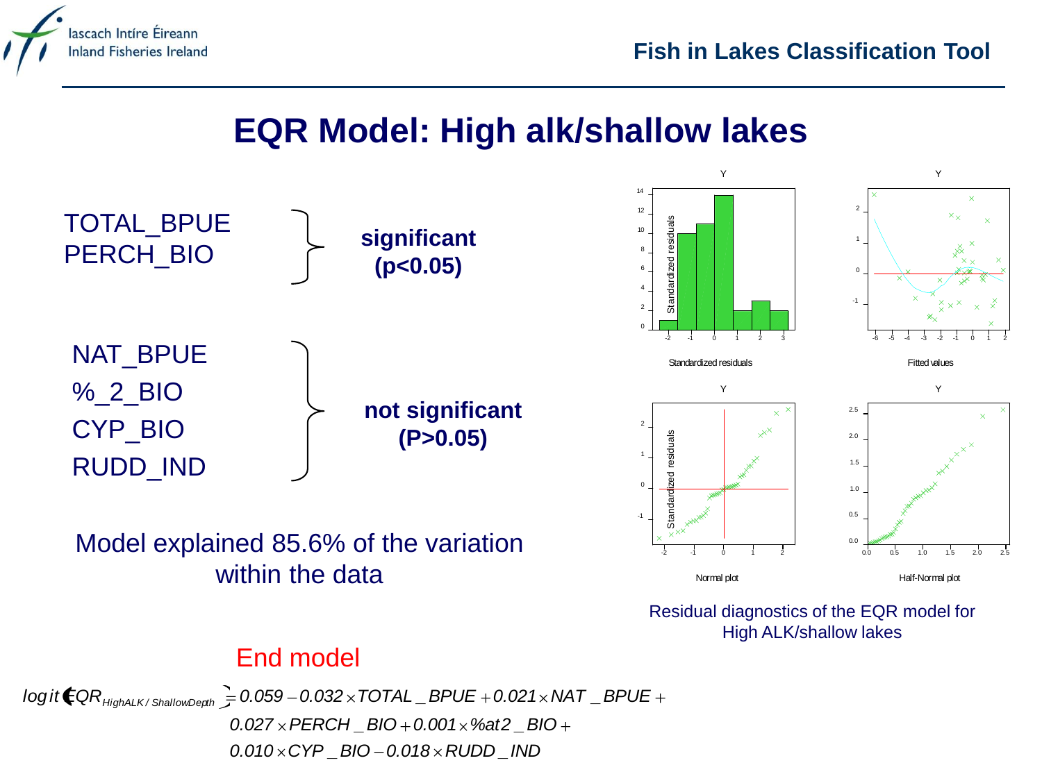## EQR Model: High alk/shallow lakes

TOTAL_BPUE
PERCH_BIO

**significant ($p<0.05$)**

NAT_BPUE
%_2_BIO
CYP_BIO
RUDD_IND

**not significant ($P>0.05$)**

Model explained 85.6% of the variation within the data

Residual diagnostics of the EQR model for High ALK/shallow lakes

End model

$$\log it\left(EQR_{HighALK/ShallowDepth}\right) = 0.059 - 0.032 \times TOTAL\_BPUE + 0.021 \times NAT\_BPUE + 0.027 \times PERCH\_BIO + 0.001 \times \%at2\_BIO + 0.010 \times CYP\_BIO - 0.018 \times RUDD\_IND$$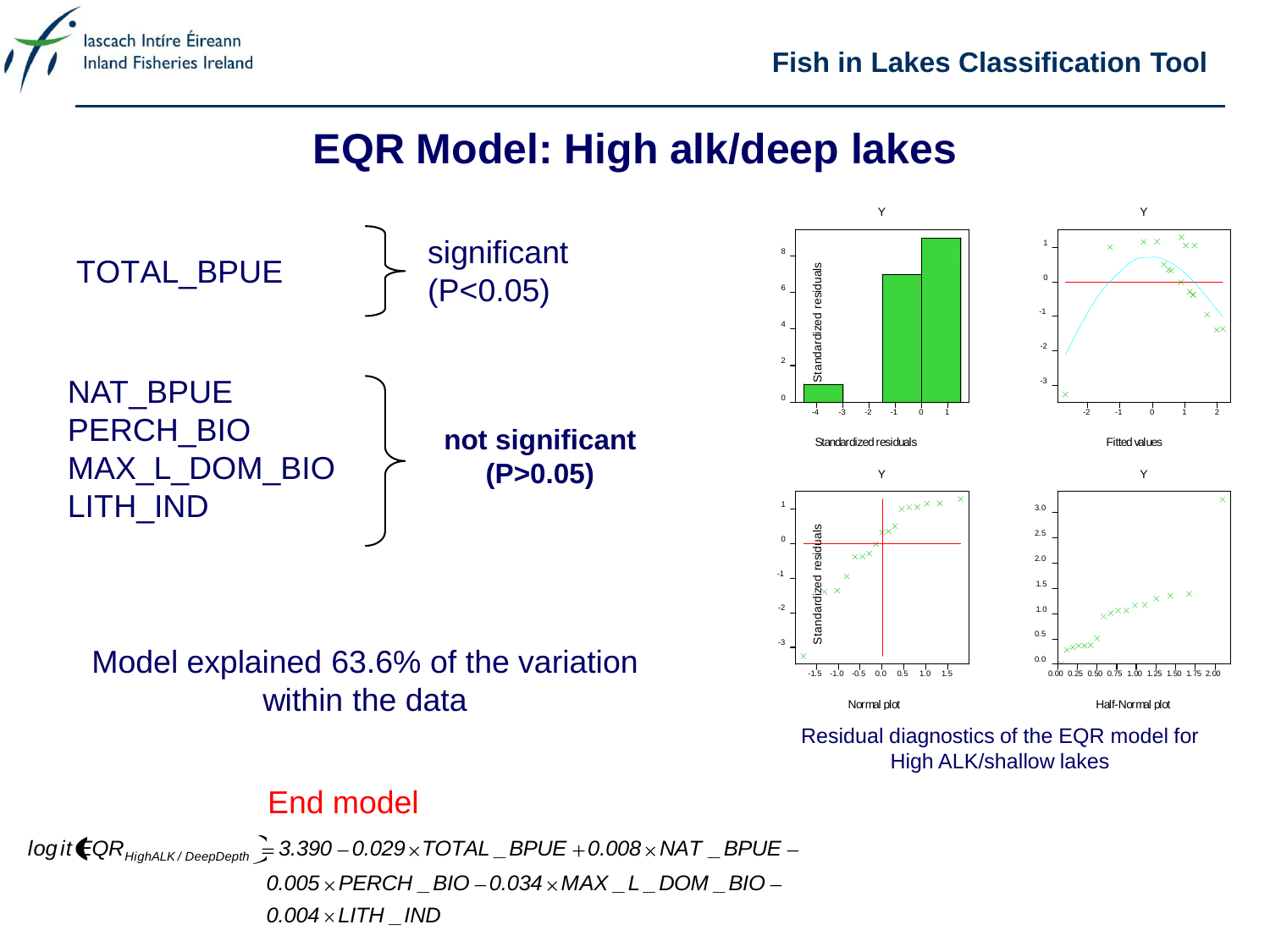## EQR Model: High alk/deep lakes

TOTAL_BPUE — significant (P<0.05)

NAT_BPUE
PERCH_BIO
MAX_L_DOM_BIO
LITH_IND

— **not significant (P>0.05)**

Model explained 63.6% of the variation within the data

Residual diagnostics of the EQR model for High ALK/shallow lakes

End model

$$\text{logit}\left(EQR_{HighALK/DeepDepth}\right) = 3.390 - 0.029 \times TOTAL\_BPUE + 0.008 \times NAT\_BPUE - 0.005 \times PERCH\_BIO - 0.034 \times MAX\_L\_DOM\_BIO - 0.004 \times LITH\_IND$$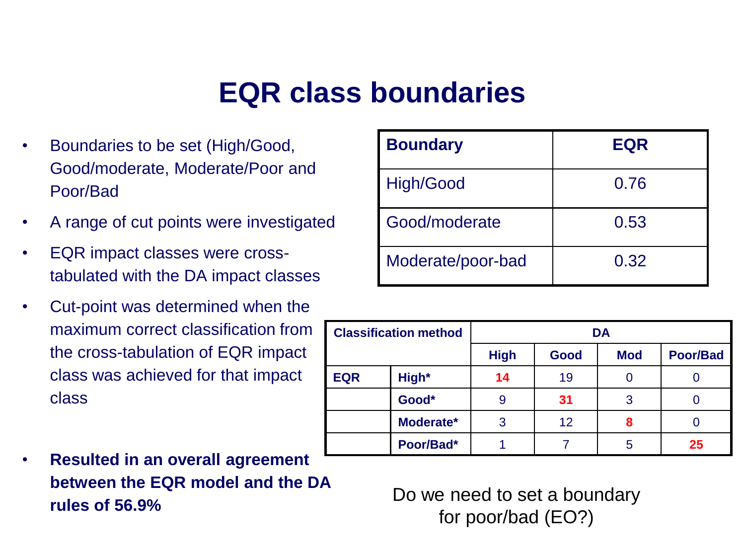# EQR class boundaries

- Boundaries to be set (High/Good, Good/moderate, Moderate/Poor and Poor/Bad
- A range of cut points were investigated
- EQR impact classes were cross-tabulated with the DA impact classes
- Cut-point was determined when the maximum correct classification from the cross-tabulation of EQR impact class was achieved for that impact class
- **Resulted in an overall agreement between the EQR model and the DA rules of 56.9%**

| Boundary | EQR |
|---|---|
| High/Good | 0.76 |
| Good/moderate | 0.53 |
| Moderate/poor-bad | 0.32 |

| Classification method | | DA | | | |
|---|---|---|---|---|---|
| | | High | Good | Mod | Poor/Bad |
| EQR | High* | **14** | 19 | 0 | 0 |
| | Good* | 9 | **31** | 3 | 0 |
| | Moderate* | 3 | 12 | **8** | 0 |
| | Poor/Bad* | 1 | 7 | 5 | **25** |

Do we need to set a boundary for poor/bad (EO?)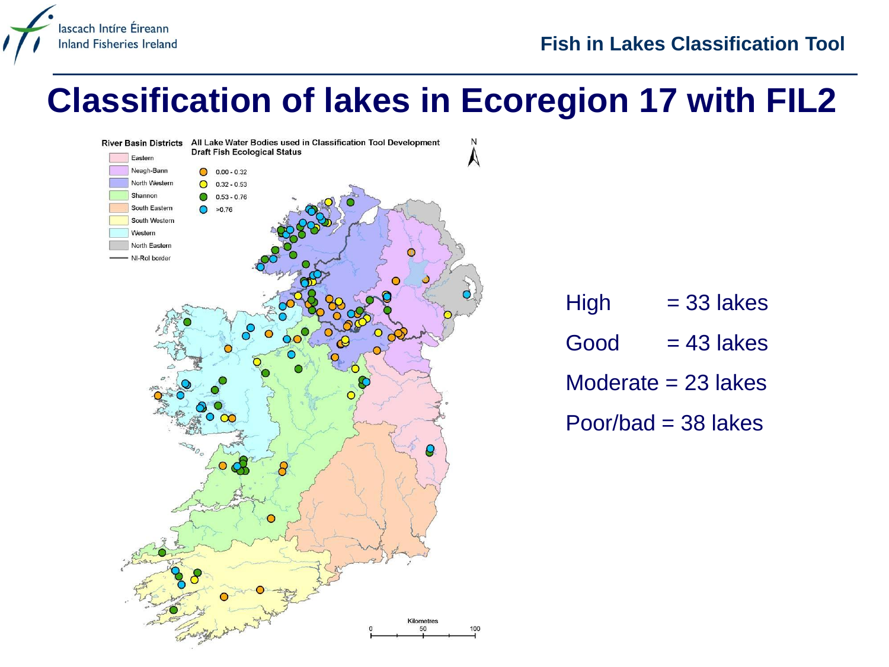# Classification of lakes in Ecoregion 17 with FIL2

River Basin Districts

- Eastern
- Neagh-Bann
- North Western
- Shannon
- South Eastern
- South Western
- Western
- North Eastern
- NI-RoI border

All Lake Water Bodies used in Classification Tool Development
Draft Fish Ecological Status

- 0.00 - 0.32
- 0.32 - 0.53
- 0.53 - 0.76
- >0.76

Kilometres
0 50 100

High = 33 lakes

Good = 43 lakes

Moderate = 23 lakes

Poor/bad = 38 lakes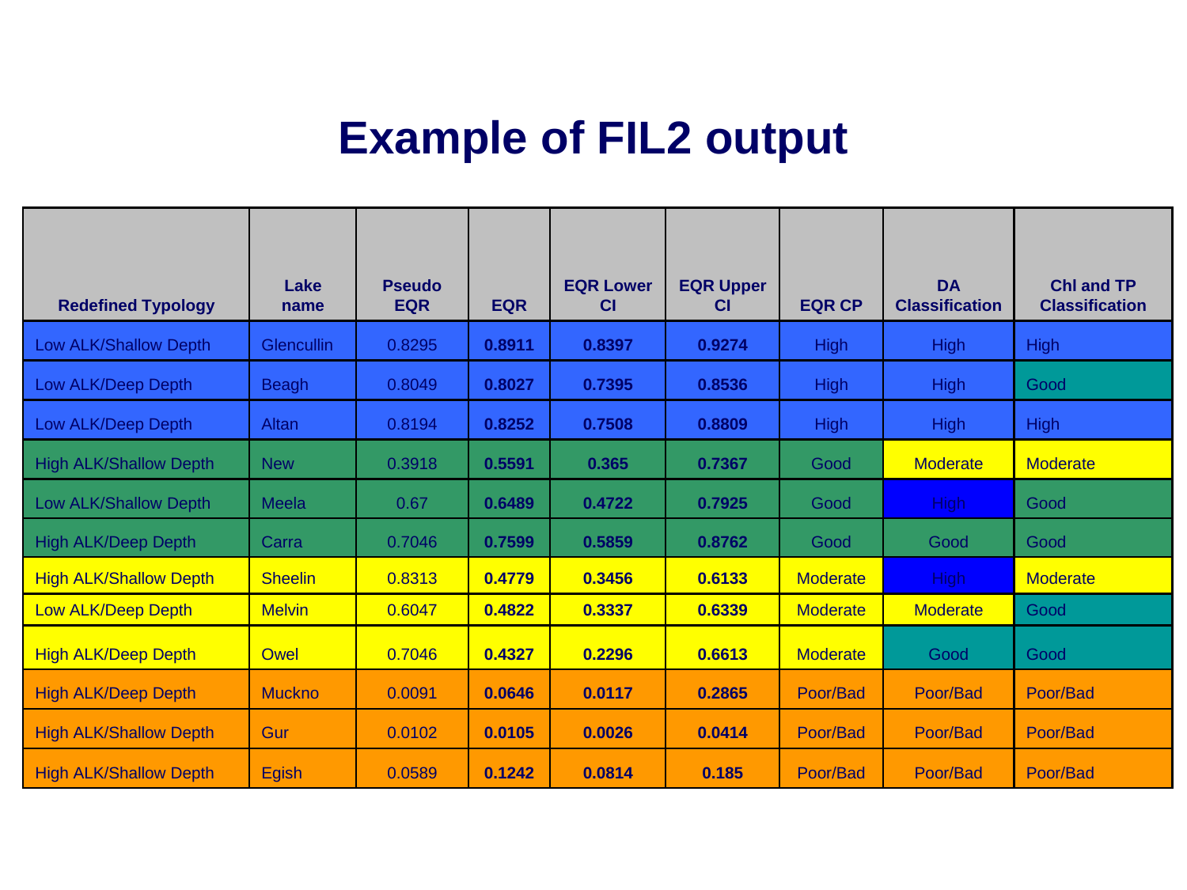# Example of FIL2 output

| Redefined Typology | Lake name | Pseudo EQR | EQR | EQR Lower CI | EQR Upper CI | EQR CP | DA Classification | Chl and TP Classification |
|---|---|---|---|---|---|---|---|---|
| Low ALK/Shallow Depth | Glencullin | 0.8295 | **0.8911** | **0.8397** | **0.9274** | High | High | High |
| Low ALK/Deep Depth | Beagh | 0.8049 | **0.8027** | **0.7395** | **0.8536** | High | High | Good |
| Low ALK/Deep Depth | Altan | 0.8194 | **0.8252** | **0.7508** | **0.8809** | High | High | High |
| High ALK/Shallow Depth | New | 0.3918 | **0.5591** | **0.365** | **0.7367** | Good | Moderate | Moderate |
| Low ALK/Shallow Depth | Meela | 0.67 | **0.6489** | **0.4722** | **0.7925** | Good | High | Good |
| High ALK/Deep Depth | Carra | 0.7046 | **0.7599** | **0.5859** | **0.8762** | Good | Good | Good |
| High ALK/Shallow Depth | Sheelin | 0.8313 | **0.4779** | **0.3456** | **0.6133** | Moderate | High | Moderate |
| Low ALK/Deep Depth | Melvin | 0.6047 | **0.4822** | **0.3337** | **0.6339** | Moderate | Moderate | Good |
| High ALK/Deep Depth | Owel | 0.7046 | **0.4327** | **0.2296** | **0.6613** | Moderate | Good | Good |
| High ALK/Deep Depth | Muckno | 0.0091 | **0.0646** | **0.0117** | **0.2865** | Poor/Bad | Poor/Bad | Poor/Bad |
| High ALK/Shallow Depth | Gur | 0.0102 | **0.0105** | **0.0026** | **0.0414** | Poor/Bad | Poor/Bad | Poor/Bad |
| High ALK/Shallow Depth | Egish | 0.0589 | **0.1242** | **0.0814** | **0.185** | Poor/Bad | Poor/Bad | Poor/Bad |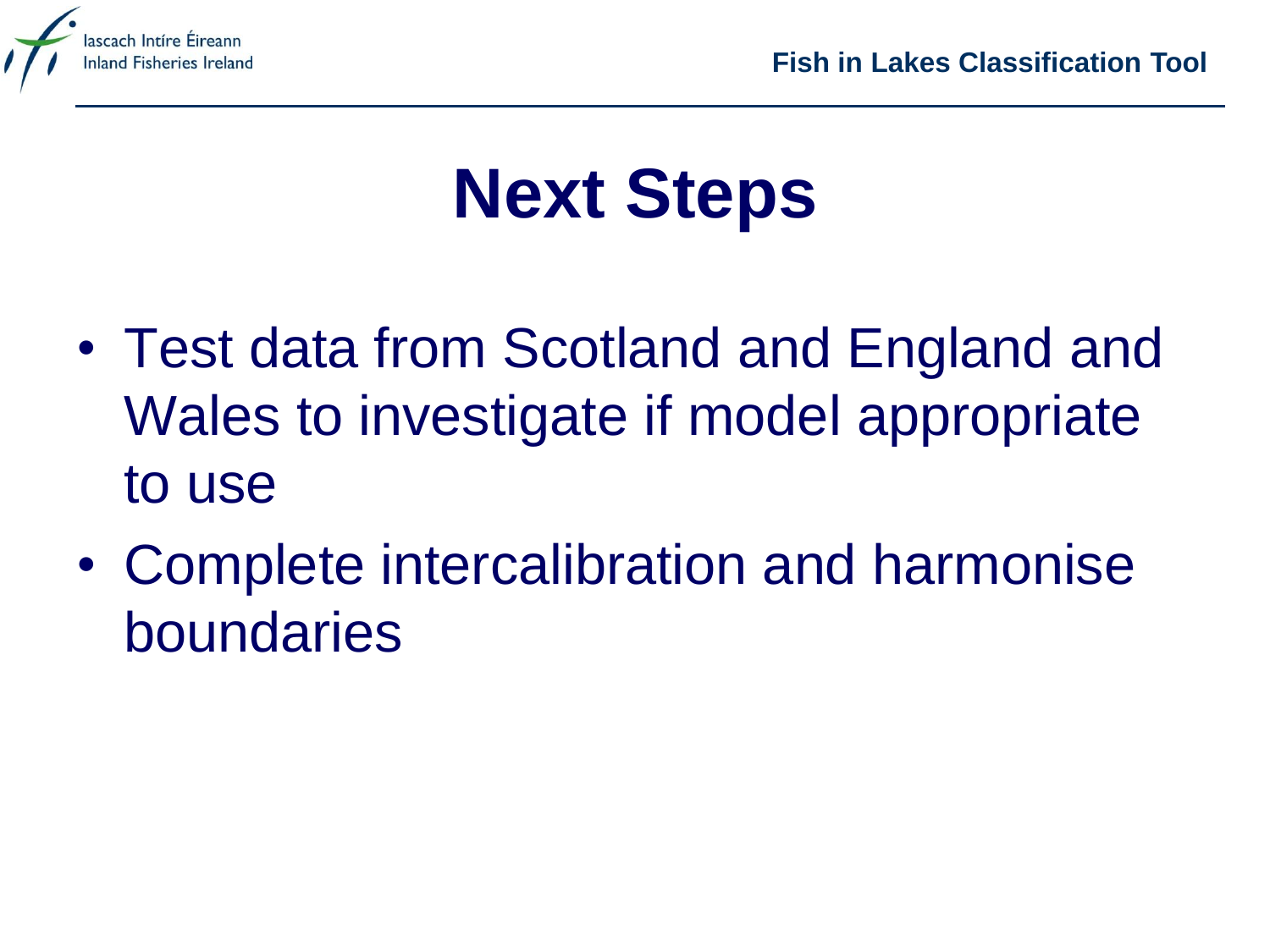# Next Steps

- Test data from Scotland and England and Wales to investigate if model appropriate to use
- Complete intercalibration and harmonise boundaries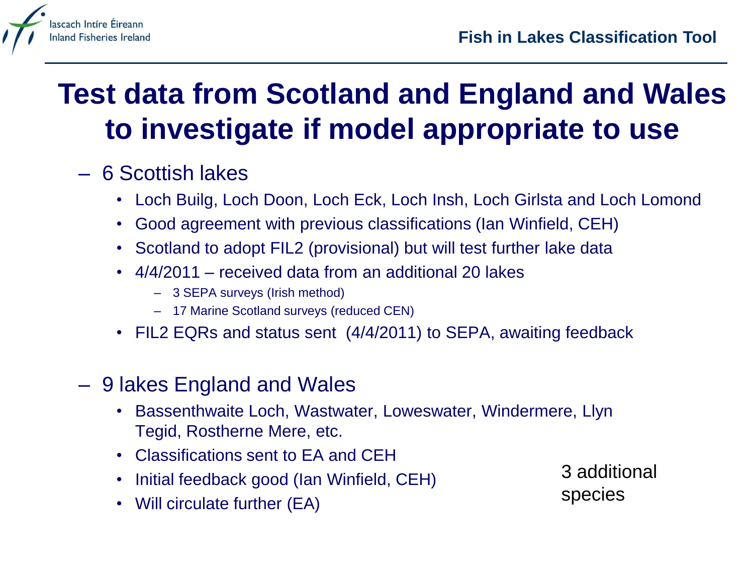# Test data from Scotland and England and Wales to investigate if model appropriate to use

- 6 Scottish lakes
  - Loch Builg, Loch Doon, Loch Eck, Loch Insh, Loch Girlsta and Loch Lomond
  - Good agreement with previous classifications (Ian Winfield, CEH)
  - Scotland to adopt FIL2 (provisional) but will test further lake data
  - 4/4/2011 – received data from an additional 20 lakes
    - 3 SEPA surveys (Irish method)
    - 17 Marine Scotland surveys (reduced CEN)
  - FIL2 EQRs and status sent (4/4/2011) to SEPA, awaiting feedback

- 9 lakes England and Wales
  - Bassenthwaite Loch, Wastwater, Loweswater, Windermere, Llyn Tegid, Rostherne Mere, etc.
  - Classifications sent to EA and CEH
  - Initial feedback good (Ian Winfield, CEH)
  - Will circulate further (EA)

3 additional species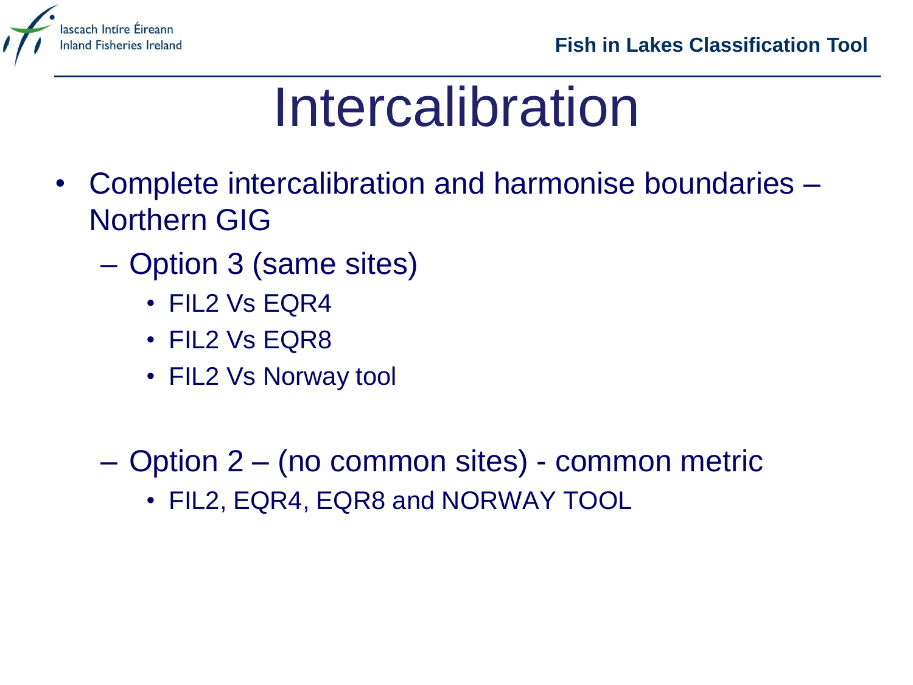# Intercalibration

- Complete intercalibration and harmonise boundaries – Northern GIG
  - Option 3 (same sites)
    - FIL2 Vs EQR4
    - FIL2 Vs EQR8
    - FIL2 Vs Norway tool
  - Option 2 – (no common sites) - common metric
    - FIL2, EQR4, EQR8 and NORWAY TOOL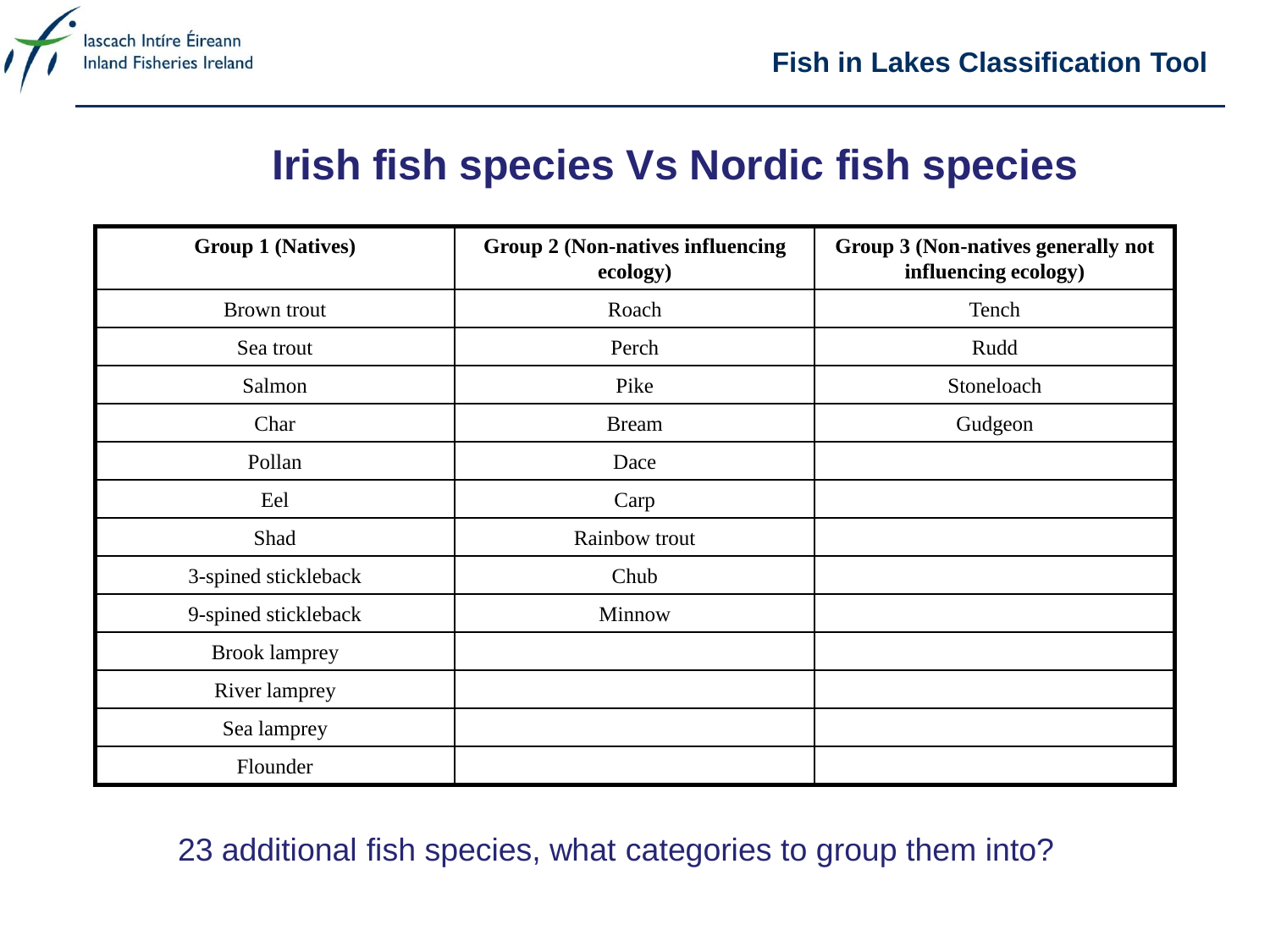# Irish fish species Vs Nordic fish species

| Group 1 (Natives) | Group 2 (Non-natives influencing ecology) | Group 3 (Non-natives generally not influencing ecology) |
|---|---|---|
| Brown trout | Roach | Tench |
| Sea trout | Perch | Rudd |
| Salmon | Pike | Stoneloach |
| Char | Bream | Gudgeon |
| Pollan | Dace | |
| Eel | Carp | |
| Shad | Rainbow trout | |
| 3-spined stickleback | Chub | |
| 9-spined stickleback | Minnow | |
| Brook lamprey | | |
| River lamprey | | |
| Sea lamprey | | |
| Flounder | | |

23 additional fish species, what categories to group them into?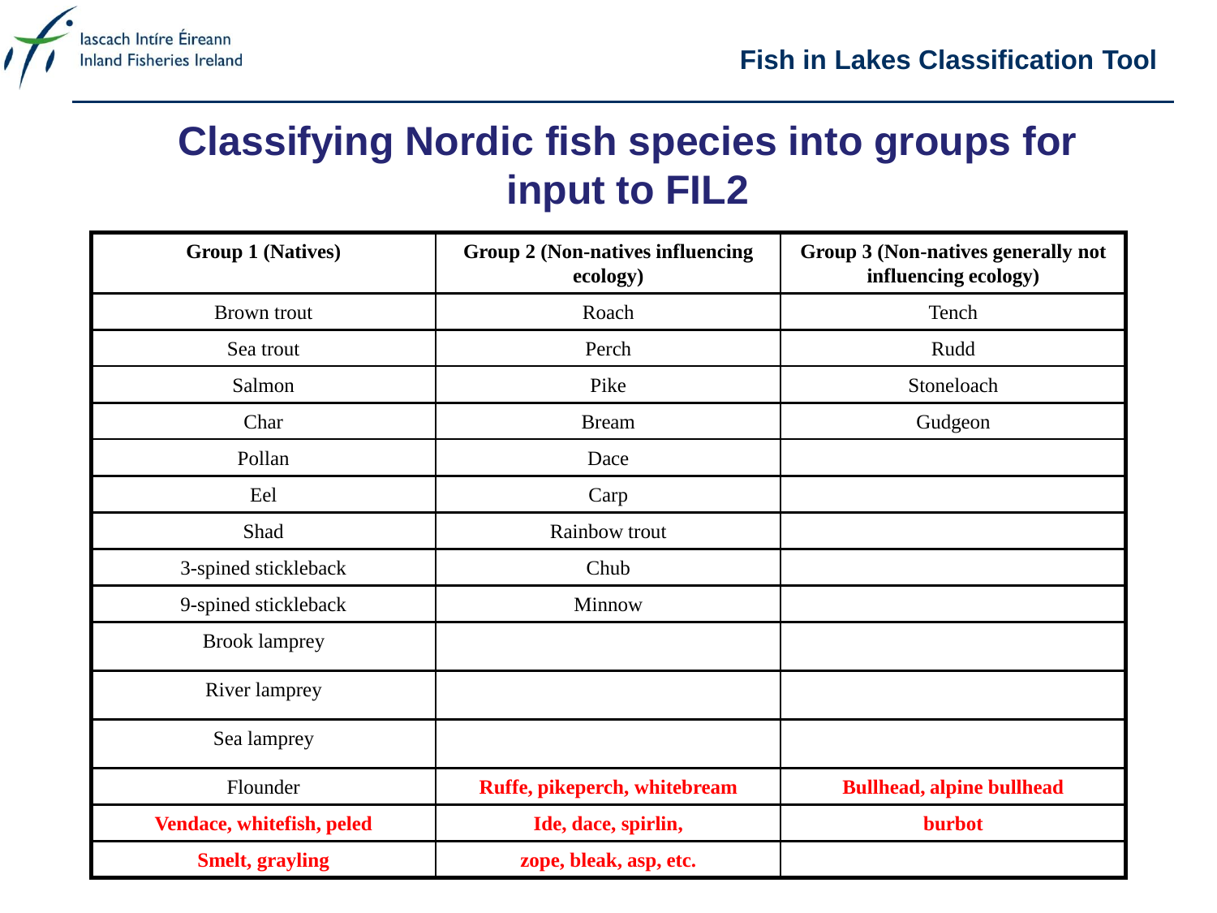# Classifying Nordic fish species into groups for input to FIL2

| Group 1 (Natives) | Group 2 (Non-natives influencing ecology) | Group 3 (Non-natives generally not influencing ecology) |
|---|---|---|
| Brown trout | Roach | Tench |
| Sea trout | Perch | Rudd |
| Salmon | Pike | Stoneloach |
| Char | Bream | Gudgeon |
| Pollan | Dace | |
| Eel | Carp | |
| Shad | Rainbow trout | |
| 3-spined stickleback | Chub | |
| 9-spined stickleback | Minnow | |
| Brook lamprey | | |
| River lamprey | | |
| Sea lamprey | | |
| Flounder | **Ruffe, pikeperch, whitebream** | **Bullhead, alpine bullhead** |
| **Vendace, whitefish, peled** | **Ide, dace, spirlin,** | **burbot** |
| **Smelt, grayling** | **zope, bleak, asp, etc.** | |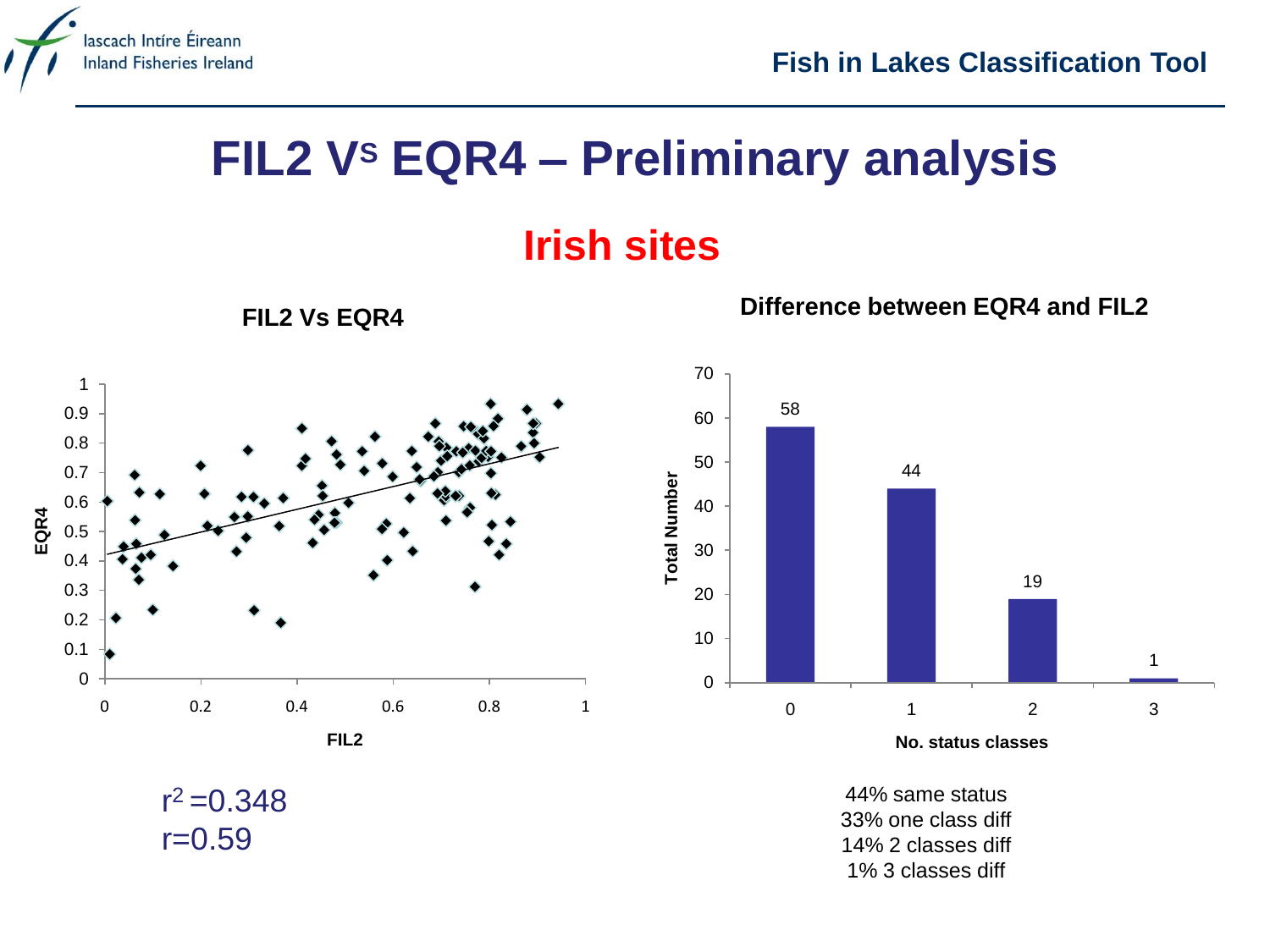# FIL2 Vs EQR4 – Preliminary analysis

## Irish sites

**FIL2 Vs EQR4**

$r^2 = 0.348$
$r = 0.59$

**Difference between EQR4 and FIL2**

| No. status classes | Total Number |
| --- | --- |
| 0 | 58 |
| 1 | 44 |
| 2 | 19 |
| 3 | 1 |

44% same status
33% one class diff
14% 2 classes diff
1% 3 classes diff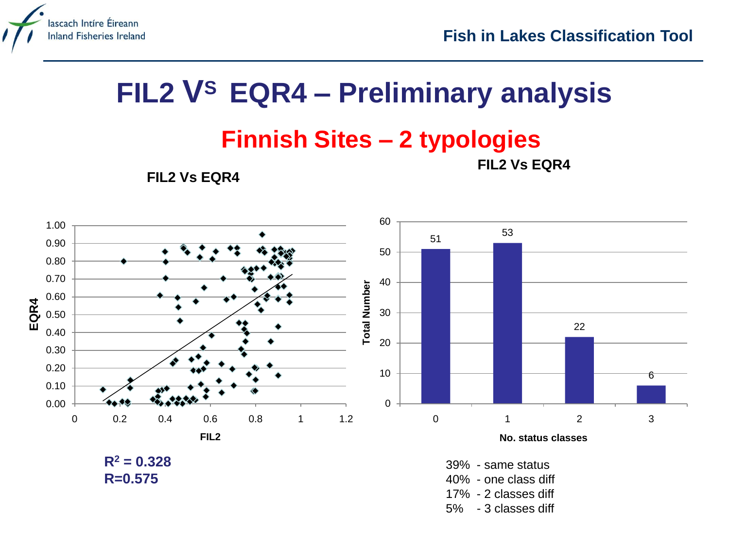# FIL2 Vs EQR4 – Preliminary analysis

## Finnish Sites – 2 typologies

**FIL2 Vs EQR4**

**$R^2$ = 0.328**
**R=0.575**

**FIL2 Vs EQR4**

| No. status classes | Total Number |
|---|---|
| 0 | 51 |
| 1 | 53 |
| 2 | 22 |
| 3 | 6 |

39% - same status
40% - one class diff
17% - 2 classes diff
5% - 3 classes diff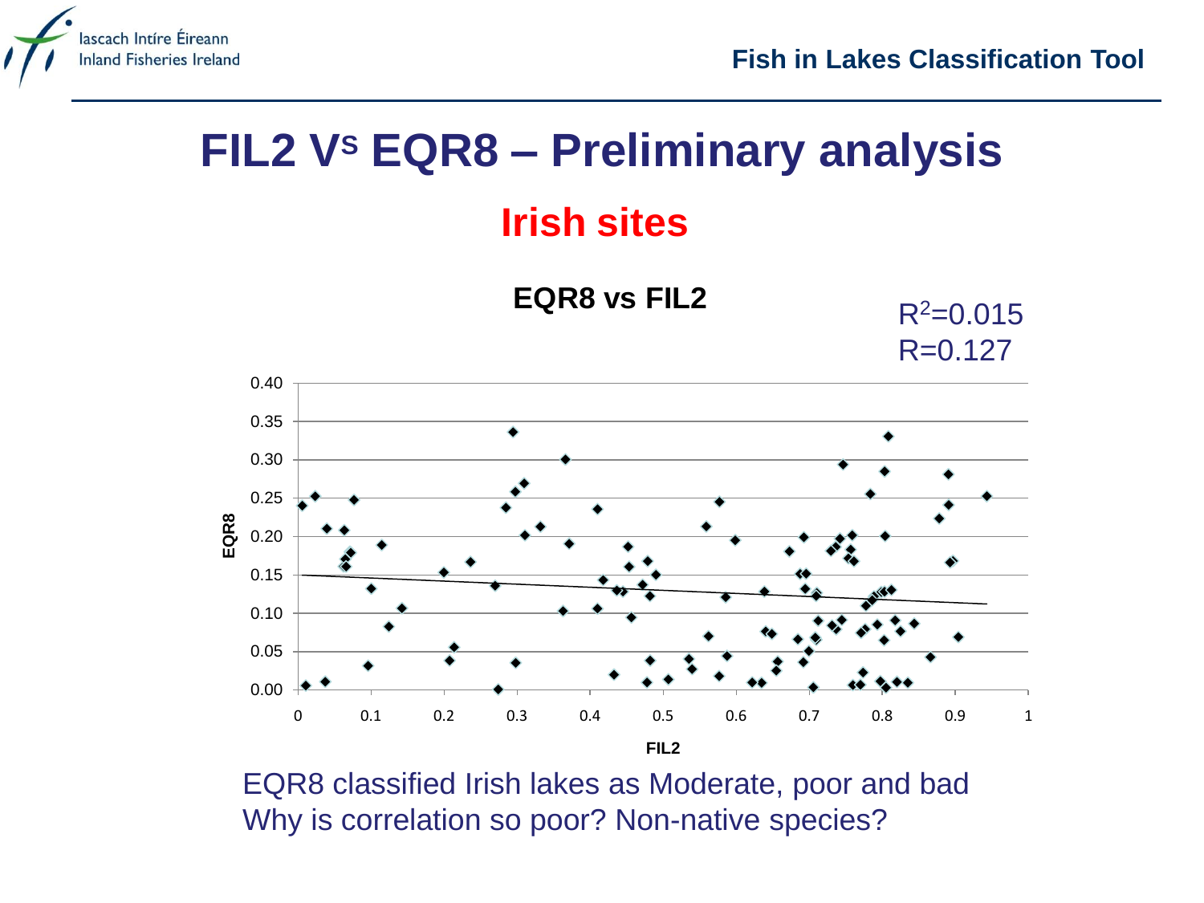# FIL2 Vs EQR8 – Preliminary analysis

## Irish sites

**EQR8 vs FIL2**

$R^2=0.015$

$R=0.127$

EQR8 classified Irish lakes as Moderate, poor and bad

Why is correlation so poor? Non-native species?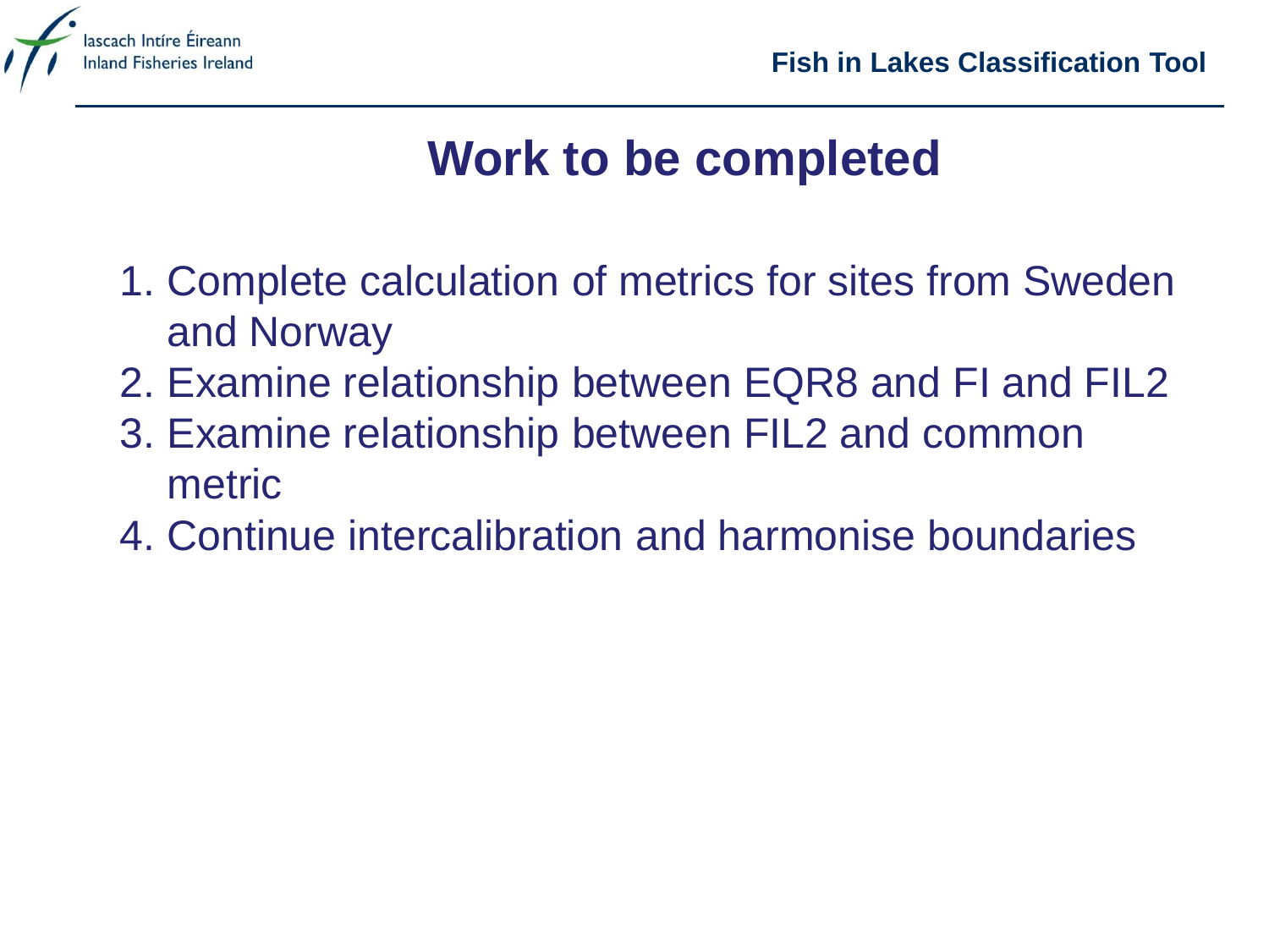# Work to be completed

1. Complete calculation of metrics for sites from Sweden and Norway
2. Examine relationship between EQR8 and FI and FIL2
3. Examine relationship between FIL2 and common metric
4. Continue intercalibration and harmonise boundaries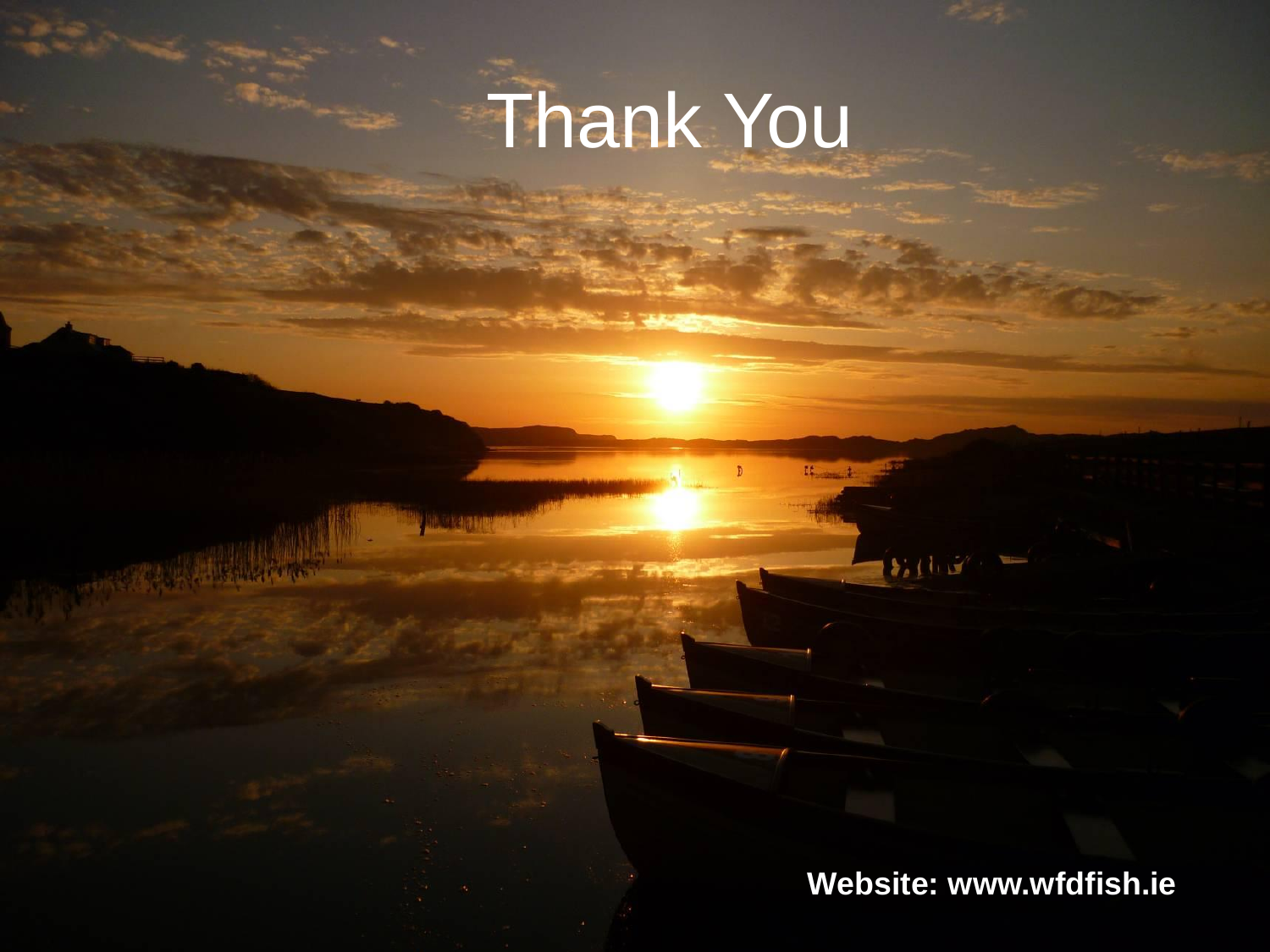# Thank You

**Website: www.wfdfish.ie**